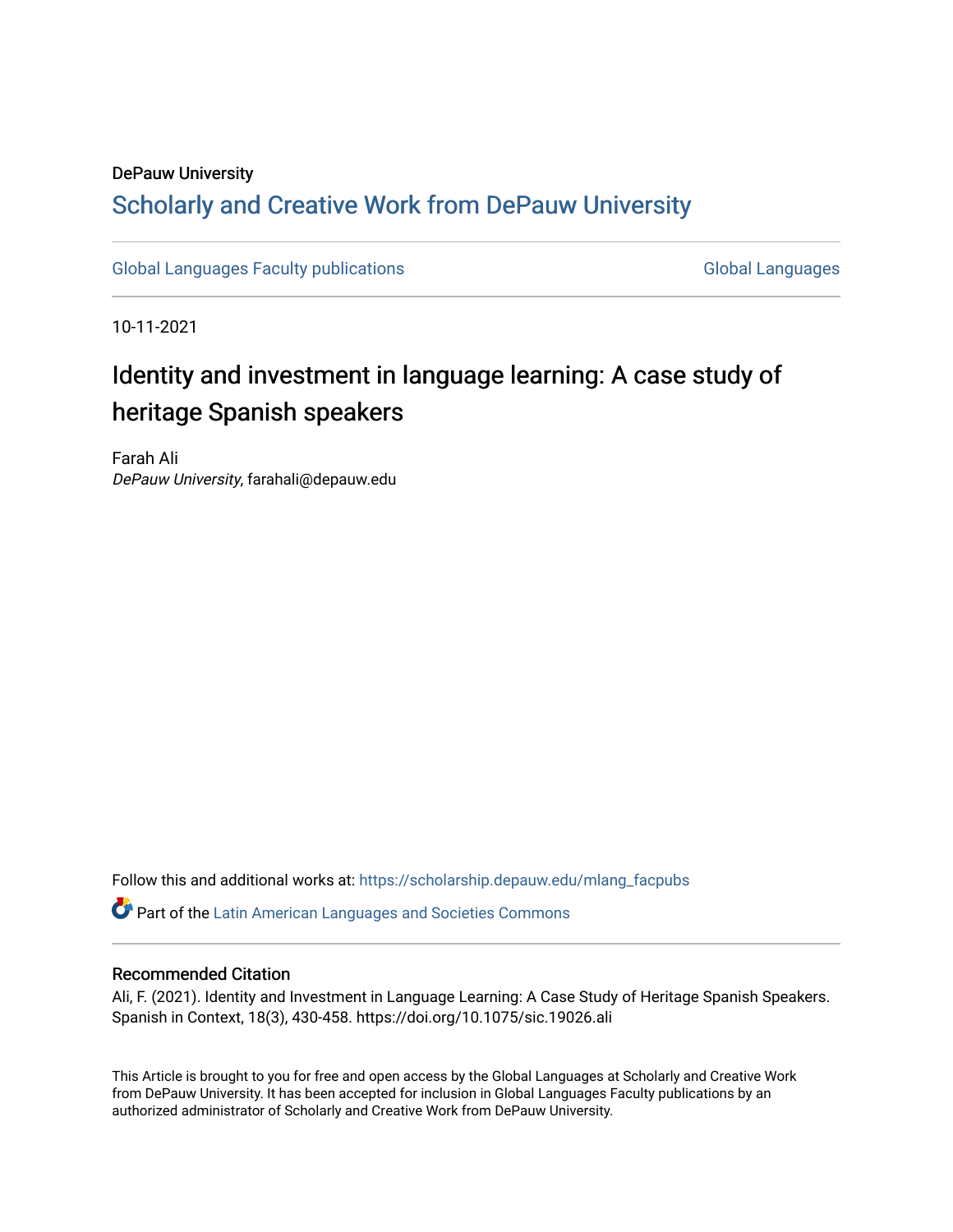DePauw University

## Scholarly and Creative Work from DePauw University

Global Languages Faculty publications | Global Languages

10-11-2021

# Identity and investment in language learning: A case study of heritage Spanish speakers

Farah Ali
*DePauw University*, farahali@depauw.edu

Follow this and additional works at: https://scholarship.depauw.edu/mlang_facpubs

Part of the Latin American Languages and Societies Commons

### Recommended Citation

Ali, F. (2021). Identity and Investment in Language Learning: A Case Study of Heritage Spanish Speakers. Spanish in Context, 18(3), 430-458. https://doi.org/10.1075/sic.19026.ali

This Article is brought to you for free and open access by the Global Languages at Scholarly and Creative Work from DePauw University. It has been accepted for inclusion in Global Languages Faculty publications by an authorized administrator of Scholarly and Creative Work from DePauw University.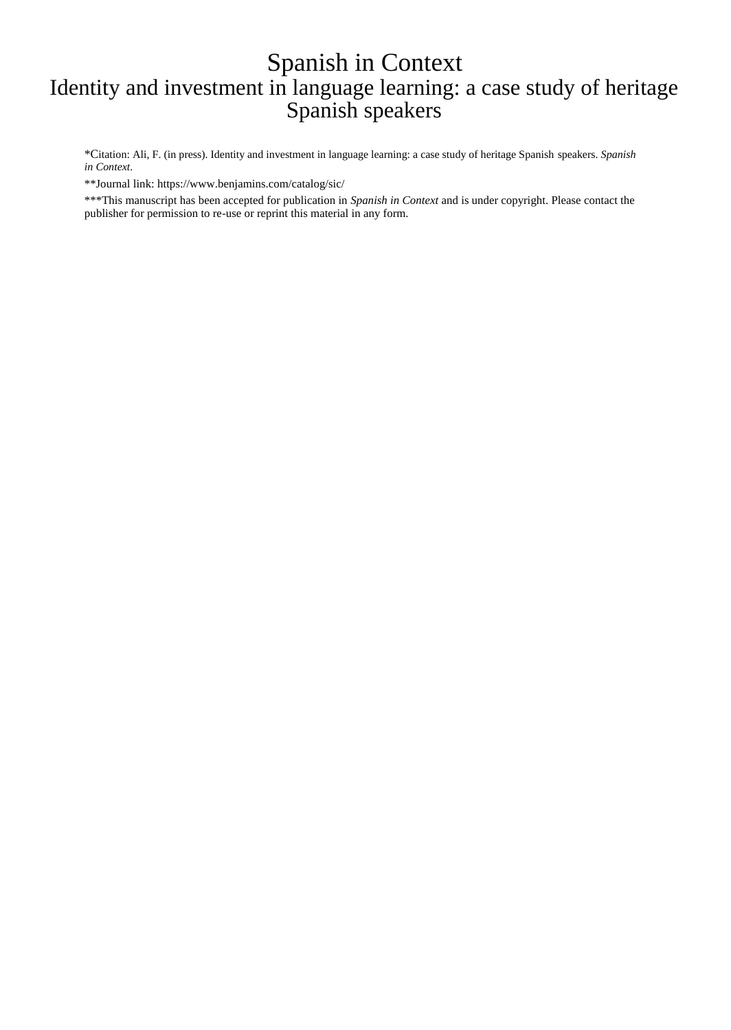# Spanish in Context

## Identity and investment in language learning: a case study of heritage Spanish speakers

*Citation: Ali, F. (in press). Identity and investment in language learning: a case study of heritage Spanish speakers. *Spanish in Context*.

**Journal link: https://www.benjamins.com/catalog/sic/

***This manuscript has been accepted for publication in *Spanish in Context* and is under copyright. Please contact the publisher for permission to re-use or reprint this material in any form.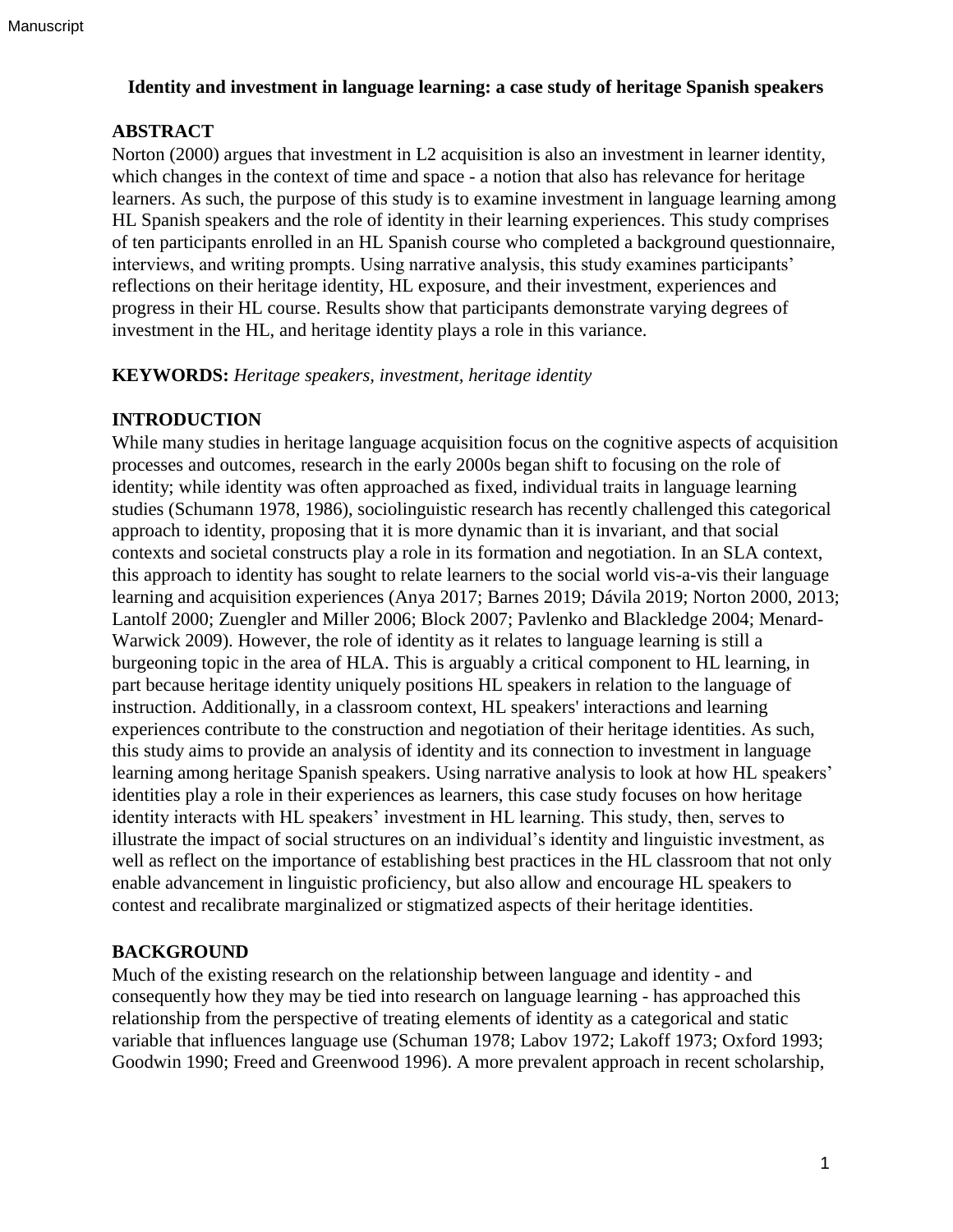# Identity and investment in language learning: a case study of heritage Spanish speakers

## ABSTRACT

Norton (2000) argues that investment in L2 acquisition is also an investment in learner identity, which changes in the context of time and space - a notion that also has relevance for heritage learners. As such, the purpose of this study is to examine investment in language learning among HL Spanish speakers and the role of identity in their learning experiences. This study comprises of ten participants enrolled in an HL Spanish course who completed a background questionnaire, interviews, and writing prompts. Using narrative analysis, this study examines participants' reflections on their heritage identity, HL exposure, and their investment, experiences and progress in their HL course. Results show that participants demonstrate varying degrees of investment in the HL, and heritage identity plays a role in this variance.

**KEYWORDS:** *Heritage speakers, investment, heritage identity*

## INTRODUCTION

While many studies in heritage language acquisition focus on the cognitive aspects of acquisition processes and outcomes, research in the early 2000s began shift to focusing on the role of identity; while identity was often approached as fixed, individual traits in language learning studies (Schumann 1978, 1986), sociolinguistic research has recently challenged this categorical approach to identity, proposing that it is more dynamic than it is invariant, and that social contexts and societal constructs play a role in its formation and negotiation. In an SLA context, this approach to identity has sought to relate learners to the social world vis-a-vis their language learning and acquisition experiences (Anya 2017; Barnes 2019; Dávila 2019; Norton 2000, 2013; Lantolf 2000; Zuengler and Miller 2006; Block 2007; Pavlenko and Blackledge 2004; Menard-Warwick 2009). However, the role of identity as it relates to language learning is still a burgeoning topic in the area of HLA. This is arguably a critical component to HL learning, in part because heritage identity uniquely positions HL speakers in relation to the language of instruction. Additionally, in a classroom context, HL speakers' interactions and learning experiences contribute to the construction and negotiation of their heritage identities. As such, this study aims to provide an analysis of identity and its connection to investment in language learning among heritage Spanish speakers. Using narrative analysis to look at how HL speakers' identities play a role in their experiences as learners, this case study focuses on how heritage identity interacts with HL speakers' investment in HL learning. This study, then, serves to illustrate the impact of social structures on an individual's identity and linguistic investment, as well as reflect on the importance of establishing best practices in the HL classroom that not only enable advancement in linguistic proficiency, but also allow and encourage HL speakers to contest and recalibrate marginalized or stigmatized aspects of their heritage identities.

## BACKGROUND

Much of the existing research on the relationship between language and identity - and consequently how they may be tied into research on language learning - has approached this relationship from the perspective of treating elements of identity as a categorical and static variable that influences language use (Schuman 1978; Labov 1972; Lakoff 1973; Oxford 1993; Goodwin 1990; Freed and Greenwood 1996). A more prevalent approach in recent scholarship,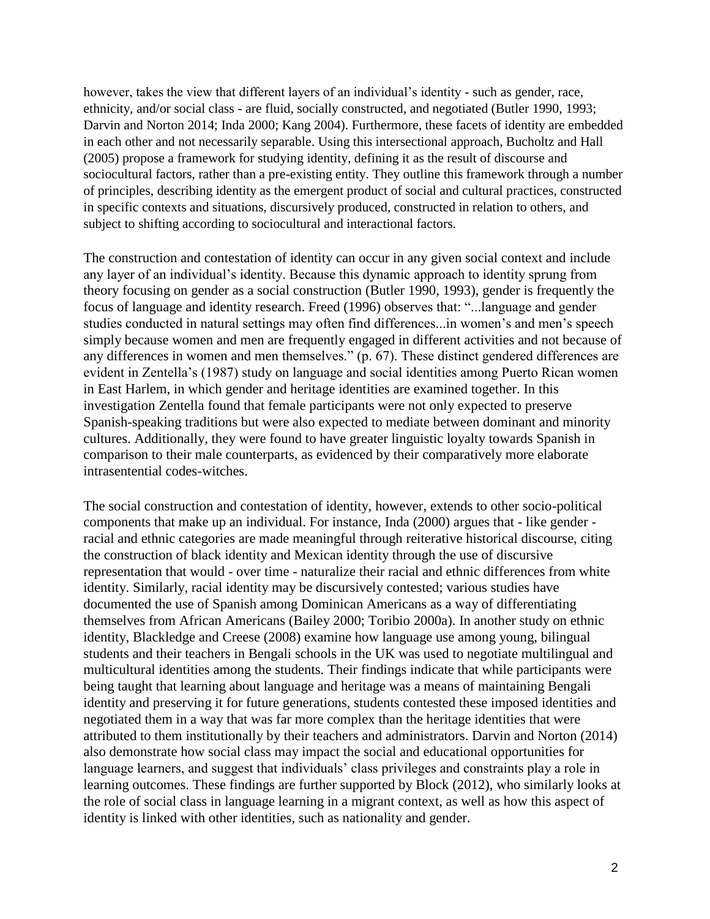however, takes the view that different layers of an individual's identity - such as gender, race, ethnicity, and/or social class - are fluid, socially constructed, and negotiated (Butler 1990, 1993; Darvin and Norton 2014; Inda 2000; Kang 2004). Furthermore, these facets of identity are embedded in each other and not necessarily separable. Using this intersectional approach, Bucholtz and Hall (2005) propose a framework for studying identity, defining it as the result of discourse and sociocultural factors, rather than a pre-existing entity. They outline this framework through a number of principles, describing identity as the emergent product of social and cultural practices, constructed in specific contexts and situations, discursively produced, constructed in relation to others, and subject to shifting according to sociocultural and interactional factors.

The construction and contestation of identity can occur in any given social context and include any layer of an individual's identity. Because this dynamic approach to identity sprung from theory focusing on gender as a social construction (Butler 1990, 1993), gender is frequently the focus of language and identity research. Freed (1996) observes that: "...language and gender studies conducted in natural settings may often find differences...in women's and men's speech simply because women and men are frequently engaged in different activities and not because of any differences in women and men themselves." (p. 67). These distinct gendered differences are evident in Zentella's (1987) study on language and social identities among Puerto Rican women in East Harlem, in which gender and heritage identities are examined together. In this investigation Zentella found that female participants were not only expected to preserve Spanish-speaking traditions but were also expected to mediate between dominant and minority cultures. Additionally, they were found to have greater linguistic loyalty towards Spanish in comparison to their male counterparts, as evidenced by their comparatively more elaborate intrasentential codes-witches.

The social construction and contestation of identity, however, extends to other socio-political components that make up an individual. For instance, Inda (2000) argues that - like gender - racial and ethnic categories are made meaningful through reiterative historical discourse, citing the construction of black identity and Mexican identity through the use of discursive representation that would - over time - naturalize their racial and ethnic differences from white identity. Similarly, racial identity may be discursively contested; various studies have documented the use of Spanish among Dominican Americans as a way of differentiating themselves from African Americans (Bailey 2000; Toribio 2000a). In another study on ethnic identity, Blackledge and Creese (2008) examine how language use among young, bilingual students and their teachers in Bengali schools in the UK was used to negotiate multilingual and multicultural identities among the students. Their findings indicate that while participants were being taught that learning about language and heritage was a means of maintaining Bengali identity and preserving it for future generations, students contested these imposed identities and negotiated them in a way that was far more complex than the heritage identities that were attributed to them institutionally by their teachers and administrators. Darvin and Norton (2014) also demonstrate how social class may impact the social and educational opportunities for language learners, and suggest that individuals' class privileges and constraints play a role in learning outcomes. These findings are further supported by Block (2012), who similarly looks at the role of social class in language learning in a migrant context, as well as how this aspect of identity is linked with other identities, such as nationality and gender.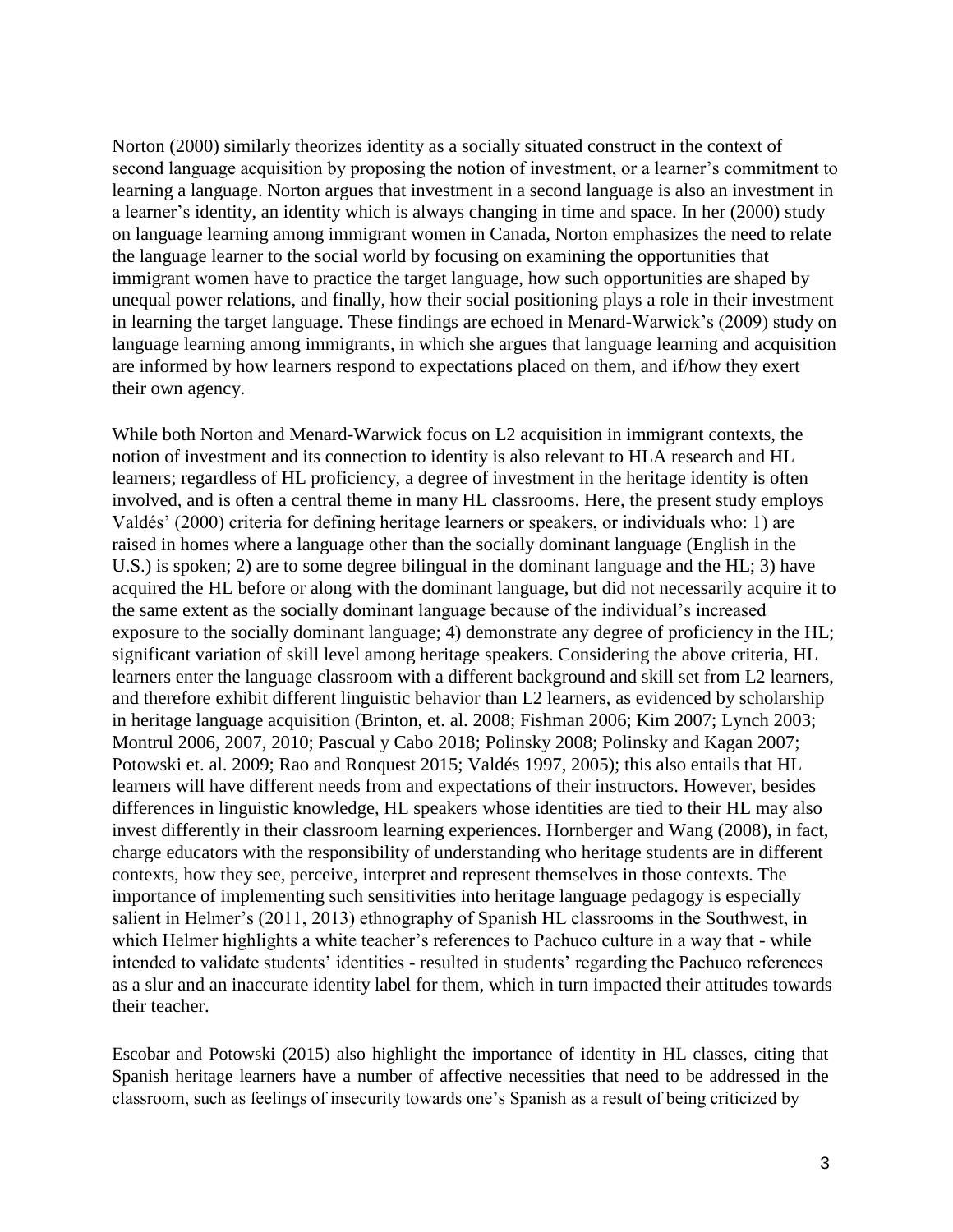Norton (2000) similarly theorizes identity as a socially situated construct in the context of second language acquisition by proposing the notion of investment, or a learner's commitment to learning a language. Norton argues that investment in a second language is also an investment in a learner's identity, an identity which is always changing in time and space. In her (2000) study on language learning among immigrant women in Canada, Norton emphasizes the need to relate the language learner to the social world by focusing on examining the opportunities that immigrant women have to practice the target language, how such opportunities are shaped by unequal power relations, and finally, how their social positioning plays a role in their investment in learning the target language. These findings are echoed in Menard-Warwick's (2009) study on language learning among immigrants, in which she argues that language learning and acquisition are informed by how learners respond to expectations placed on them, and if/how they exert their own agency.

While both Norton and Menard-Warwick focus on L2 acquisition in immigrant contexts, the notion of investment and its connection to identity is also relevant to HLA research and HL learners; regardless of HL proficiency, a degree of investment in the heritage identity is often involved, and is often a central theme in many HL classrooms. Here, the present study employs Valdés' (2000) criteria for defining heritage learners or speakers, or individuals who: 1) are raised in homes where a language other than the socially dominant language (English in the U.S.) is spoken; 2) are to some degree bilingual in the dominant language and the HL; 3) have acquired the HL before or along with the dominant language, but did not necessarily acquire it to the same extent as the socially dominant language because of the individual's increased exposure to the socially dominant language; 4) demonstrate any degree of proficiency in the HL; significant variation of skill level among heritage speakers. Considering the above criteria, HL learners enter the language classroom with a different background and skill set from L2 learners, and therefore exhibit different linguistic behavior than L2 learners, as evidenced by scholarship in heritage language acquisition (Brinton, et. al. 2008; Fishman 2006; Kim 2007; Lynch 2003; Montrul 2006, 2007, 2010; Pascual y Cabo 2018; Polinsky 2008; Polinsky and Kagan 2007; Potowski et. al. 2009; Rao and Ronquest 2015; Valdés 1997, 2005); this also entails that HL learners will have different needs from and expectations of their instructors. However, besides differences in linguistic knowledge, HL speakers whose identities are tied to their HL may also invest differently in their classroom learning experiences. Hornberger and Wang (2008), in fact, charge educators with the responsibility of understanding who heritage students are in different contexts, how they see, perceive, interpret and represent themselves in those contexts. The importance of implementing such sensitivities into heritage language pedagogy is especially salient in Helmer's (2011, 2013) ethnography of Spanish HL classrooms in the Southwest, in which Helmer highlights a white teacher's references to Pachuco culture in a way that - while intended to validate students' identities - resulted in students' regarding the Pachuco references as a slur and an inaccurate identity label for them, which in turn impacted their attitudes towards their teacher.

Escobar and Potowski (2015) also highlight the importance of identity in HL classes, citing that Spanish heritage learners have a number of affective necessities that need to be addressed in the classroom, such as feelings of insecurity towards one's Spanish as a result of being criticized by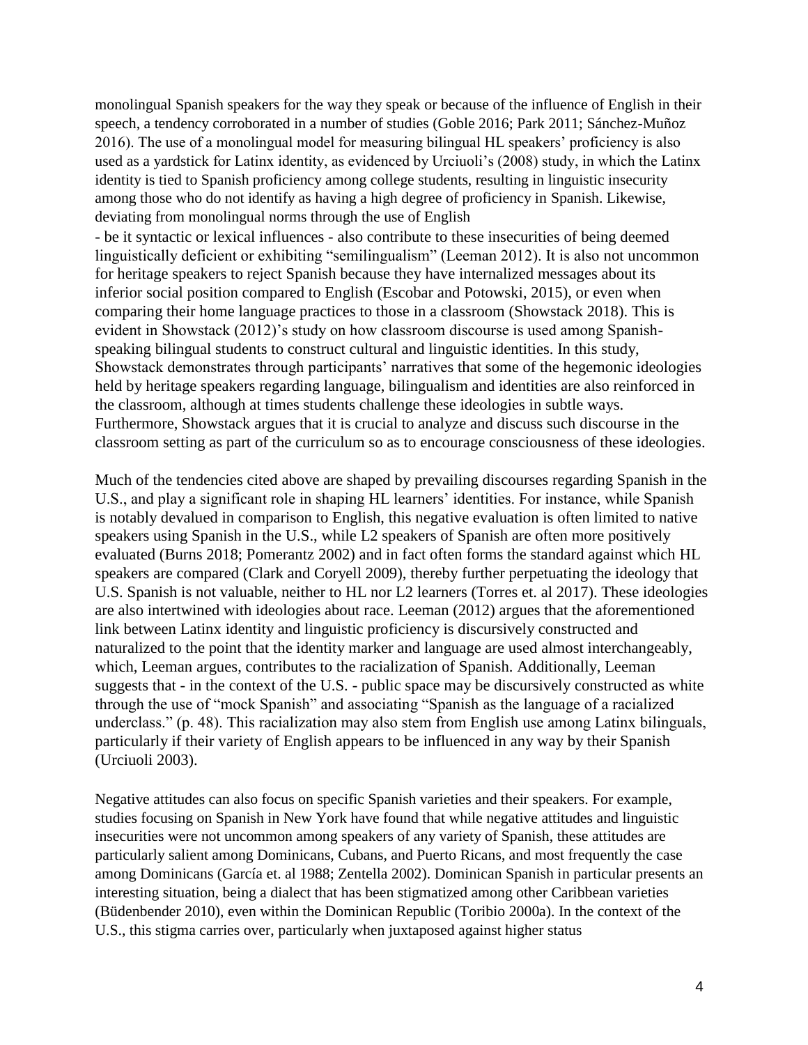monolingual Spanish speakers for the way they speak or because of the influence of English in their speech, a tendency corroborated in a number of studies (Goble 2016; Park 2011; Sánchez-Muñoz 2016). The use of a monolingual model for measuring bilingual HL speakers' proficiency is also used as a yardstick for Latinx identity, as evidenced by Urciuoli's (2008) study, in which the Latinx identity is tied to Spanish proficiency among college students, resulting in linguistic insecurity among those who do not identify as having a high degree of proficiency in Spanish. Likewise, deviating from monolingual norms through the use of English - be it syntactic or lexical influences - also contribute to these insecurities of being deemed linguistically deficient or exhibiting "semilingualism" (Leeman 2012). It is also not uncommon for heritage speakers to reject Spanish because they have internalized messages about its inferior social position compared to English (Escobar and Potowski, 2015), or even when comparing their home language practices to those in a classroom (Showstack 2018). This is evident in Showstack (2012)'s study on how classroom discourse is used among Spanish-speaking bilingual students to construct cultural and linguistic identities. In this study, Showstack demonstrates through participants' narratives that some of the hegemonic ideologies held by heritage speakers regarding language, bilingualism and identities are also reinforced in the classroom, although at times students challenge these ideologies in subtle ways. Furthermore, Showstack argues that it is crucial to analyze and discuss such discourse in the classroom setting as part of the curriculum so as to encourage consciousness of these ideologies.

Much of the tendencies cited above are shaped by prevailing discourses regarding Spanish in the U.S., and play a significant role in shaping HL learners' identities. For instance, while Spanish is notably devalued in comparison to English, this negative evaluation is often limited to native speakers using Spanish in the U.S., while L2 speakers of Spanish are often more positively evaluated (Burns 2018; Pomerantz 2002) and in fact often forms the standard against which HL speakers are compared (Clark and Coryell 2009), thereby further perpetuating the ideology that U.S. Spanish is not valuable, neither to HL nor L2 learners (Torres et. al 2017). These ideologies are also intertwined with ideologies about race. Leeman (2012) argues that the aforementioned link between Latinx identity and linguistic proficiency is discursively constructed and naturalized to the point that the identity marker and language are used almost interchangeably, which, Leeman argues, contributes to the racialization of Spanish. Additionally, Leeman suggests that - in the context of the U.S. - public space may be discursively constructed as white through the use of "mock Spanish" and associating "Spanish as the language of a racialized underclass." (p. 48). This racialization may also stem from English use among Latinx bilinguals, particularly if their variety of English appears to be influenced in any way by their Spanish (Urciuoli 2003).

Negative attitudes can also focus on specific Spanish varieties and their speakers. For example, studies focusing on Spanish in New York have found that while negative attitudes and linguistic insecurities were not uncommon among speakers of any variety of Spanish, these attitudes are particularly salient among Dominicans, Cubans, and Puerto Ricans, and most frequently the case among Dominicans (García et. al 1988; Zentella 2002). Dominican Spanish in particular presents an interesting situation, being a dialect that has been stigmatized among other Caribbean varieties (Büdenbender 2010), even within the Dominican Republic (Toribio 2000a). In the context of the U.S., this stigma carries over, particularly when juxtaposed against higher status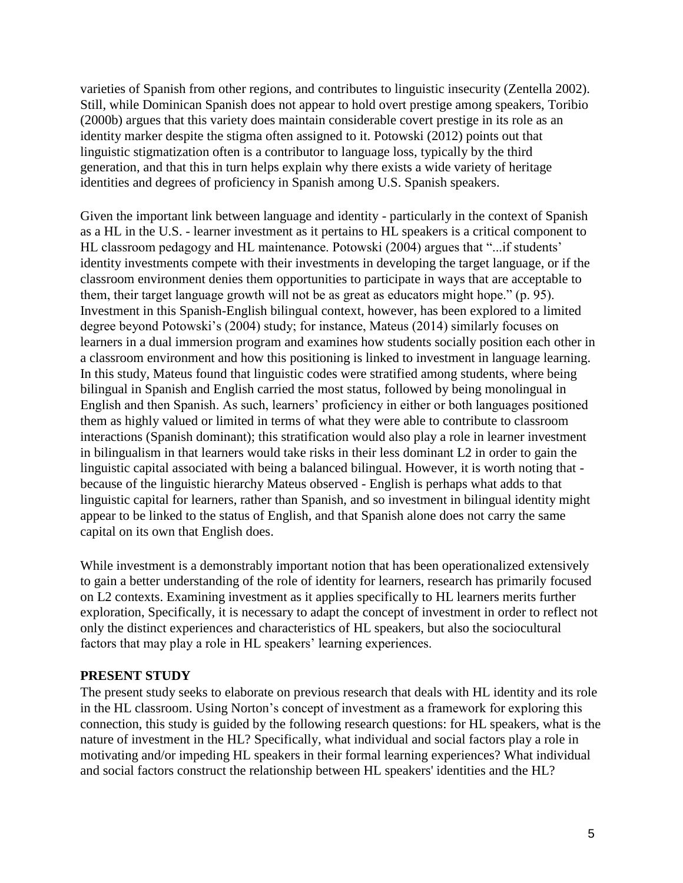varieties of Spanish from other regions, and contributes to linguistic insecurity (Zentella 2002). Still, while Dominican Spanish does not appear to hold overt prestige among speakers, Toribio (2000b) argues that this variety does maintain considerable covert prestige in its role as an identity marker despite the stigma often assigned to it. Potowski (2012) points out that linguistic stigmatization often is a contributor to language loss, typically by the third generation, and that this in turn helps explain why there exists a wide variety of heritage identities and degrees of proficiency in Spanish among U.S. Spanish speakers.

Given the important link between language and identity - particularly in the context of Spanish as a HL in the U.S. - learner investment as it pertains to HL speakers is a critical component to HL classroom pedagogy and HL maintenance. Potowski (2004) argues that "...if students' identity investments compete with their investments in developing the target language, or if the classroom environment denies them opportunities to participate in ways that are acceptable to them, their target language growth will not be as great as educators might hope." (p. 95). Investment in this Spanish-English bilingual context, however, has been explored to a limited degree beyond Potowski's (2004) study; for instance, Mateus (2014) similarly focuses on learners in a dual immersion program and examines how students socially position each other in a classroom environment and how this positioning is linked to investment in language learning. In this study, Mateus found that linguistic codes were stratified among students, where being bilingual in Spanish and English carried the most status, followed by being monolingual in English and then Spanish. As such, learners' proficiency in either or both languages positioned them as highly valued or limited in terms of what they were able to contribute to classroom interactions (Spanish dominant); this stratification would also play a role in learner investment in bilingualism in that learners would take risks in their less dominant L2 in order to gain the linguistic capital associated with being a balanced bilingual. However, it is worth noting that - because of the linguistic hierarchy Mateus observed - English is perhaps what adds to that linguistic capital for learners, rather than Spanish, and so investment in bilingual identity might appear to be linked to the status of English, and that Spanish alone does not carry the same capital on its own that English does.

While investment is a demonstrably important notion that has been operationalized extensively to gain a better understanding of the role of identity for learners, research has primarily focused on L2 contexts. Examining investment as it applies specifically to HL learners merits further exploration, Specifically, it is necessary to adapt the concept of investment in order to reflect not only the distinct experiences and characteristics of HL speakers, but also the sociocultural factors that may play a role in HL speakers' learning experiences.

## PRESENT STUDY

The present study seeks to elaborate on previous research that deals with HL identity and its role in the HL classroom. Using Norton's concept of investment as a framework for exploring this connection, this study is guided by the following research questions: for HL speakers, what is the nature of investment in the HL? Specifically, what individual and social factors play a role in motivating and/or impeding HL speakers in their formal learning experiences? What individual and social factors construct the relationship between HL speakers' identities and the HL?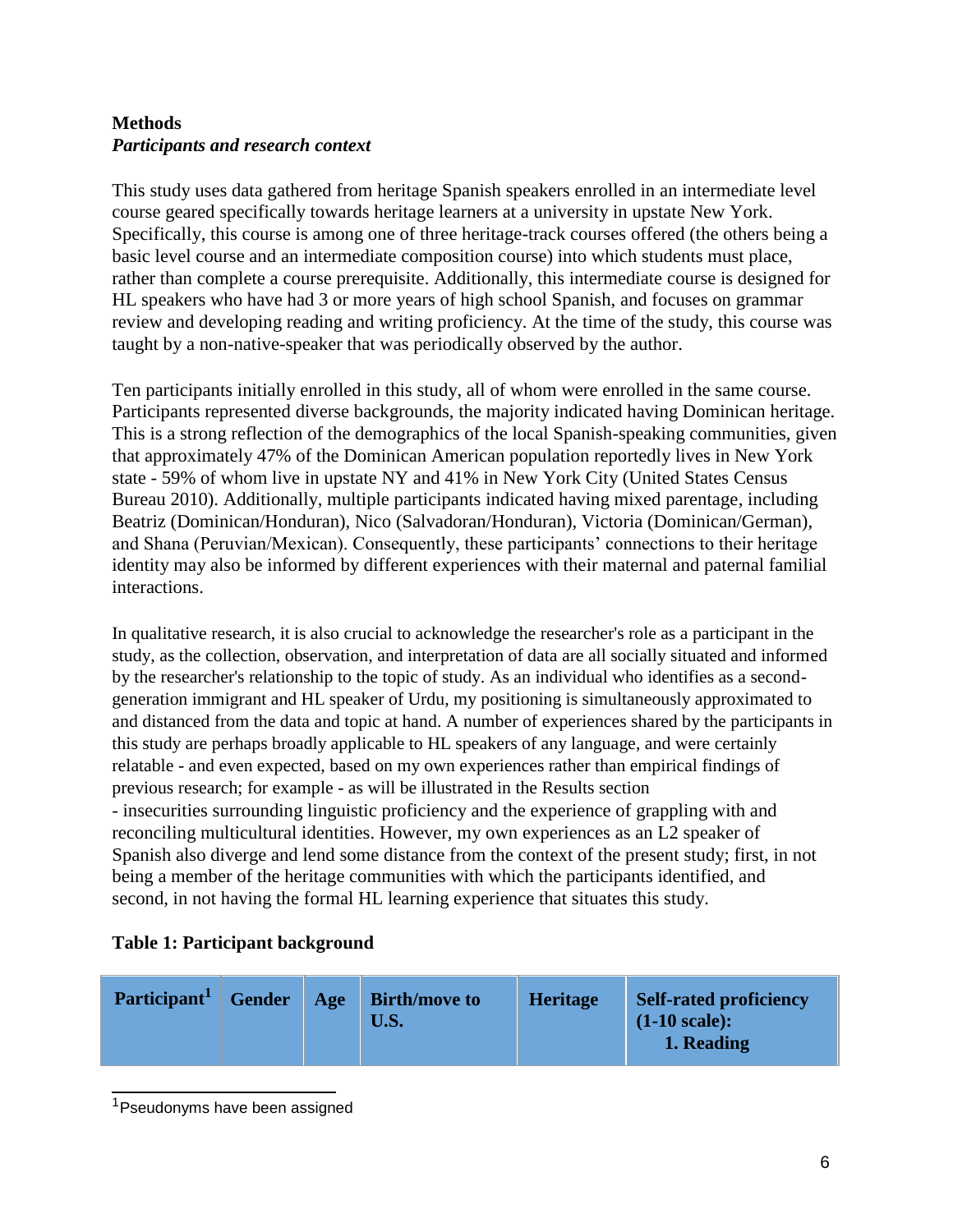**Methods**

***Participants and research context***

This study uses data gathered from heritage Spanish speakers enrolled in an intermediate level course geared specifically towards heritage learners at a university in upstate New York. Specifically, this course is among one of three heritage-track courses offered (the others being a basic level course and an intermediate composition course) into which students must place, rather than complete a course prerequisite. Additionally, this intermediate course is designed for HL speakers who have had 3 or more years of high school Spanish, and focuses on grammar review and developing reading and writing proficiency. At the time of the study, this course was taught by a non-native-speaker that was periodically observed by the author.

Ten participants initially enrolled in this study, all of whom were enrolled in the same course. Participants represented diverse backgrounds, the majority indicated having Dominican heritage. This is a strong reflection of the demographics of the local Spanish-speaking communities, given that approximately 47% of the Dominican American population reportedly lives in New York state - 59% of whom live in upstate NY and 41% in New York City (United States Census Bureau 2010). Additionally, multiple participants indicated having mixed parentage, including Beatriz (Dominican/Honduran), Nico (Salvadoran/Honduran), Victoria (Dominican/German), and Shana (Peruvian/Mexican). Consequently, these participants' connections to their heritage identity may also be informed by different experiences with their maternal and paternal familial interactions.

In qualitative research, it is also crucial to acknowledge the researcher's role as a participant in the study, as the collection, observation, and interpretation of data are all socially situated and informed by the researcher's relationship to the topic of study. As an individual who identifies as a second-generation immigrant and HL speaker of Urdu, my positioning is simultaneously approximated to and distanced from the data and topic at hand. A number of experiences shared by the participants in this study are perhaps broadly applicable to HL speakers of any language, and were certainly relatable - and even expected, based on my own experiences rather than empirical findings of previous research; for example - as will be illustrated in the Results section - insecurities surrounding linguistic proficiency and the experience of grappling with and reconciling multicultural identities. However, my own experiences as an L2 speaker of Spanish also diverge and lend some distance from the context of the present study; first, in not being a member of the heritage communities with which the participants identified, and second, in not having the formal HL learning experience that situates this study.

**Table 1: Participant background**

| Participant[1] | Gender | Age | Birth/move to U.S. | Heritage | Self-rated proficiency (1-10 scale): 1. Reading |
|---|---|---|---|---|---|

[1] Pseudonyms have been assigned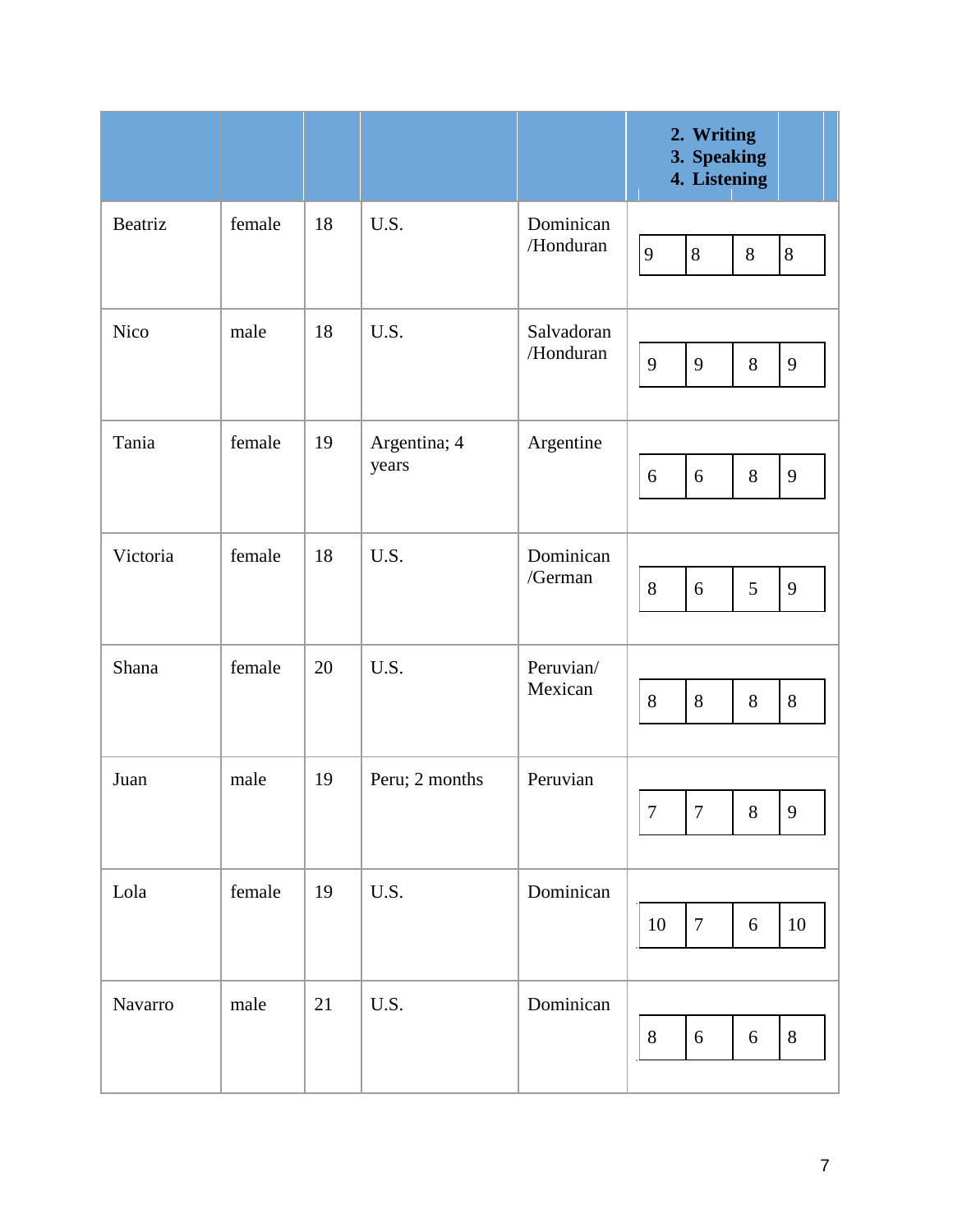|  |  |  |  |  | 2. Writing<br>3. Speaking<br>4. Listening |  |  |  |
|---|---|---|---|---|---|---|---|---|
| Beatriz | female | 18 | U.S. | Dominican /Honduran | 9 | 8 | 8 | 8 |
| Nico | male | 18 | U.S. | Salvadoran /Honduran | 9 | 9 | 8 | 9 |
| Tania | female | 19 | Argentina; 4 years | Argentine | 6 | 6 | 8 | 9 |
| Victoria | female | 18 | U.S. | Dominican /German | 8 | 6 | 5 | 9 |
| Shana | female | 20 | U.S. | Peruvian/ Mexican | 8 | 8 | 8 | 8 |
| Juan | male | 19 | Peru; 2 months | Peruvian | 7 | 7 | 8 | 9 |
| Lola | female | 19 | U.S. | Dominican | 10 | 7 | 6 | 10 |
| Navarro | male | 21 | U.S. | Dominican | 8 | 6 | 6 | 8 |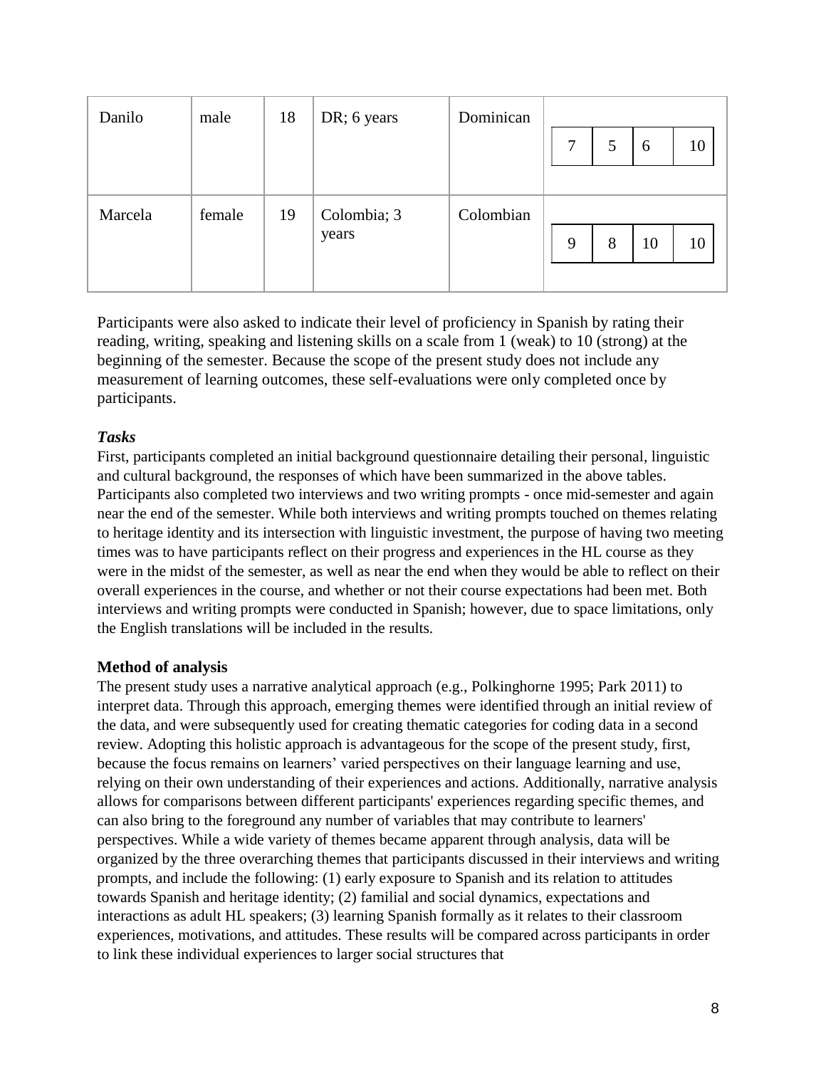| Danilo | male | 18 | DR; 6 years | Dominican | 7 | 5 | 6 | 10 |
|---|---|---|---|---|---|---|---|---|
| Marcela | female | 19 | Colombia; 3 years | Colombian | 9 | 8 | 10 | 10 |

Participants were also asked to indicate their level of proficiency in Spanish by rating their reading, writing, speaking and listening skills on a scale from 1 (weak) to 10 (strong) at the beginning of the semester. Because the scope of the present study does not include any measurement of learning outcomes, these self-evaluations were only completed once by participants.

***Tasks***

First, participants completed an initial background questionnaire detailing their personal, linguistic and cultural background, the responses of which have been summarized in the above tables. Participants also completed two interviews and two writing prompts - once mid-semester and again near the end of the semester. While both interviews and writing prompts touched on themes relating to heritage identity and its intersection with linguistic investment, the purpose of having two meeting times was to have participants reflect on their progress and experiences in the HL course as they were in the midst of the semester, as well as near the end when they would be able to reflect on their overall experiences in the course, and whether or not their course expectations had been met. Both interviews and writing prompts were conducted in Spanish; however, due to space limitations, only the English translations will be included in the results.

**Method of analysis**

The present study uses a narrative analytical approach (e.g., Polkinghorne 1995; Park 2011) to interpret data. Through this approach, emerging themes were identified through an initial review of the data, and were subsequently used for creating thematic categories for coding data in a second review. Adopting this holistic approach is advantageous for the scope of the present study, first, because the focus remains on learners' varied perspectives on their language learning and use, relying on their own understanding of their experiences and actions. Additionally, narrative analysis allows for comparisons between different participants' experiences regarding specific themes, and can also bring to the foreground any number of variables that may contribute to learners' perspectives. While a wide variety of themes became apparent through analysis, data will be organized by the three overarching themes that participants discussed in their interviews and writing prompts, and include the following: (1) early exposure to Spanish and its relation to attitudes towards Spanish and heritage identity; (2) familial and social dynamics, expectations and interactions as adult HL speakers; (3) learning Spanish formally as it relates to their classroom experiences, motivations, and attitudes. These results will be compared across participants in order to link these individual experiences to larger social structures that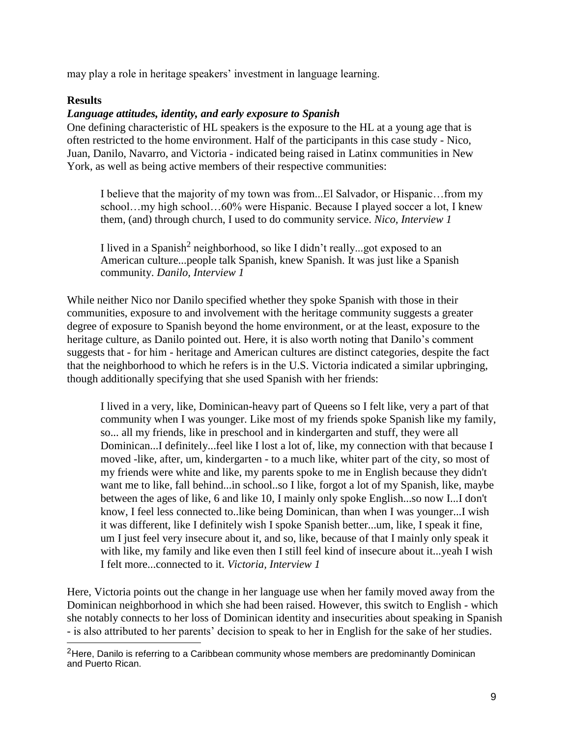may play a role in heritage speakers' investment in language learning.

## Results

### *Language attitudes, identity, and early exposure to Spanish*

One defining characteristic of HL speakers is the exposure to the HL at a young age that is often restricted to the home environment. Half of the participants in this case study - Nico, Juan, Danilo, Navarro, and Victoria - indicated being raised in Latinx communities in New York, as well as being active members of their respective communities:

> I believe that the majority of my town was from...El Salvador, or Hispanic…from my school…my high school…60% were Hispanic. Because I played soccer a lot, I knew them, (and) through church, I used to do community service. *Nico, Interview 1*

> I lived in a Spanish[2] neighborhood, so like I didn't really...got exposed to an American culture...people talk Spanish, knew Spanish. It was just like a Spanish community. *Danilo, Interview 1*

While neither Nico nor Danilo specified whether they spoke Spanish with those in their communities, exposure to and involvement with the heritage community suggests a greater degree of exposure to Spanish beyond the home environment, or at the least, exposure to the heritage culture, as Danilo pointed out. Here, it is also worth noting that Danilo's comment suggests that - for him - heritage and American cultures are distinct categories, despite the fact that the neighborhood to which he refers is in the U.S. Victoria indicated a similar upbringing, though additionally specifying that she used Spanish with her friends:

> I lived in a very, like, Dominican-heavy part of Queens so I felt like, very a part of that community when I was younger. Like most of my friends spoke Spanish like my family, so... all my friends, like in preschool and in kindergarten and stuff, they were all Dominican...I definitely...feel like I lost a lot of, like, my connection with that because I moved -like, after, um, kindergarten - to a much like, whiter part of the city, so most of my friends were white and like, my parents spoke to me in English because they didn't want me to like, fall behind...in school..so I like, forgot a lot of my Spanish, like, maybe between the ages of like, 6 and like 10, I mainly only spoke English...so now I...I don't know, I feel less connected to..like being Dominican, than when I was younger...I wish it was different, like I definitely wish I spoke Spanish better...um, like, I speak it fine, um I just feel very insecure about it, and so, like, because of that I mainly only speak it with like, my family and like even then I still feel kind of insecure about it...yeah I wish I felt more...connected to it. *Victoria, Interview 1*

Here, Victoria points out the change in her language use when her family moved away from the Dominican neighborhood in which she had been raised. However, this switch to English - which she notably connects to her loss of Dominican identity and insecurities about speaking in Spanish - is also attributed to her parents' decision to speak to her in English for the sake of her studies.

---

[2]Here, Danilo is referring to a Caribbean community whose members are predominantly Dominican and Puerto Rican.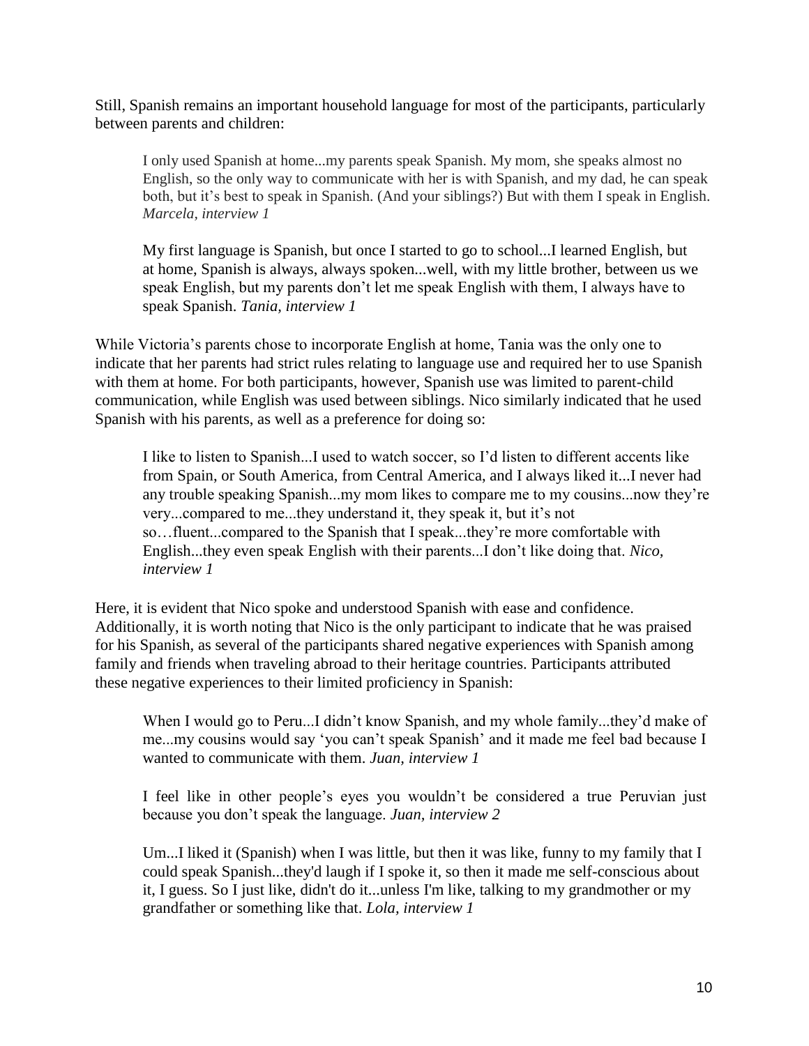Still, Spanish remains an important household language for most of the participants, particularly between parents and children:

> I only used Spanish at home...my parents speak Spanish. My mom, she speaks almost no English, so the only way to communicate with her is with Spanish, and my dad, he can speak both, but it's best to speak in Spanish. (And your siblings?) But with them I speak in English. *Marcela, interview 1*

> My first language is Spanish, but once I started to go to school...I learned English, but at home, Spanish is always, always spoken...well, with my little brother, between us we speak English, but my parents don't let me speak English with them, I always have to speak Spanish. *Tania, interview 1*

While Victoria's parents chose to incorporate English at home, Tania was the only one to indicate that her parents had strict rules relating to language use and required her to use Spanish with them at home. For both participants, however, Spanish use was limited to parent-child communication, while English was used between siblings. Nico similarly indicated that he used Spanish with his parents, as well as a preference for doing so:

> I like to listen to Spanish...I used to watch soccer, so I'd listen to different accents like from Spain, or South America, from Central America, and I always liked it...I never had any trouble speaking Spanish...my mom likes to compare me to my cousins...now they're very...compared to me...they understand it, they speak it, but it's not so…fluent...compared to the Spanish that I speak...they're more comfortable with English...they even speak English with their parents...I don't like doing that. *Nico, interview 1*

Here, it is evident that Nico spoke and understood Spanish with ease and confidence. Additionally, it is worth noting that Nico is the only participant to indicate that he was praised for his Spanish, as several of the participants shared negative experiences with Spanish among family and friends when traveling abroad to their heritage countries. Participants attributed these negative experiences to their limited proficiency in Spanish:

> When I would go to Peru...I didn't know Spanish, and my whole family...they'd make of me...my cousins would say 'you can't speak Spanish' and it made me feel bad because I wanted to communicate with them. *Juan, interview 1*

> I feel like in other people's eyes you wouldn't be considered a true Peruvian just because you don't speak the language. *Juan, interview 2*

> Um...I liked it (Spanish) when I was little, but then it was like, funny to my family that I could speak Spanish...they'd laugh if I spoke it, so then it made me self-conscious about it, I guess. So I just like, didn't do it...unless I'm like, talking to my grandmother or my grandfather or something like that. *Lola, interview 1*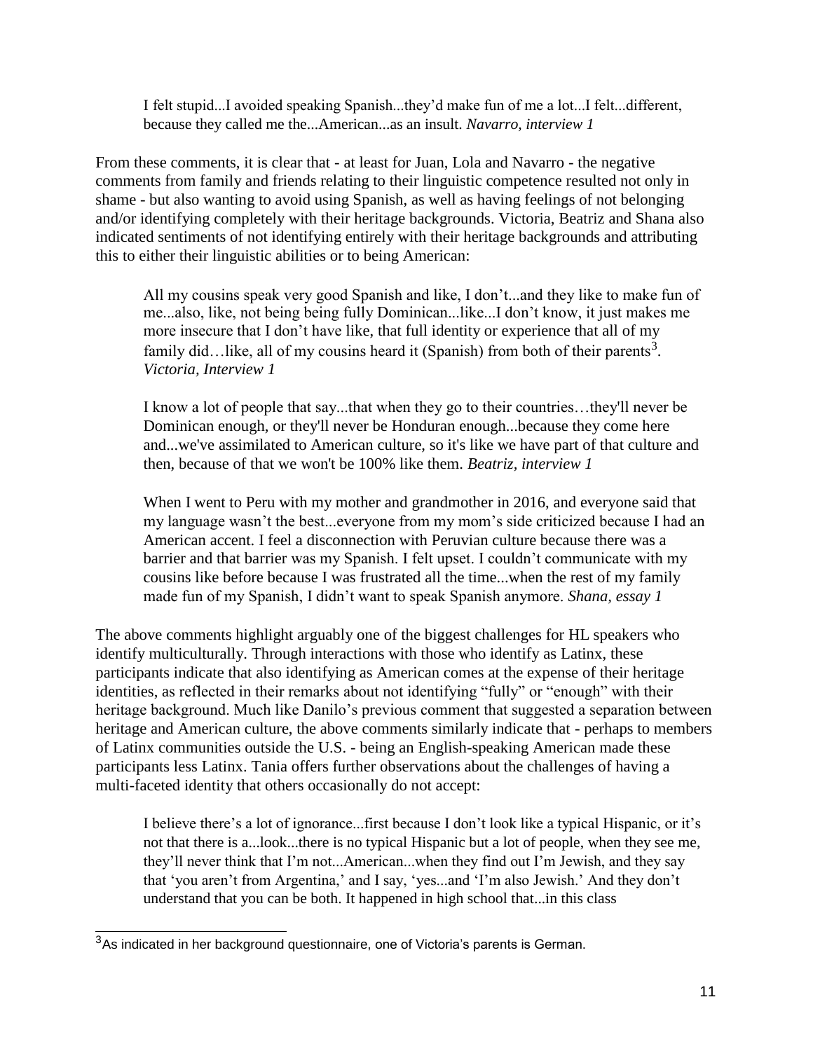> I felt stupid...I avoided speaking Spanish...they'd make fun of me a lot...I felt...different, because they called me the...American...as an insult. *Navarro, interview 1*

From these comments, it is clear that - at least for Juan, Lola and Navarro - the negative comments from family and friends relating to their linguistic competence resulted not only in shame - but also wanting to avoid using Spanish, as well as having feelings of not belonging and/or identifying completely with their heritage backgrounds. Victoria, Beatriz and Shana also indicated sentiments of not identifying entirely with their heritage backgrounds and attributing this to either their linguistic abilities or to being American:

> All my cousins speak very good Spanish and like, I don't...and they like to make fun of me...also, like, not being being fully Dominican...like...I don't know, it just makes me more insecure that I don't have like, that full identity or experience that all of my family did…like, all of my cousins heard it (Spanish) from both of their parents[3]. *Victoria, Interview 1*

> I know a lot of people that say...that when they go to their countries…they'll never be Dominican enough, or they'll never be Honduran enough...because they come here and...we've assimilated to American culture, so it's like we have part of that culture and then, because of that we won't be 100% like them. *Beatriz, interview 1*

> When I went to Peru with my mother and grandmother in 2016, and everyone said that my language wasn't the best...everyone from my mom's side criticized because I had an American accent. I feel a disconnection with Peruvian culture because there was a barrier and that barrier was my Spanish. I felt upset. I couldn't communicate with my cousins like before because I was frustrated all the time...when the rest of my family made fun of my Spanish, I didn't want to speak Spanish anymore. *Shana, essay 1*

The above comments highlight arguably one of the biggest challenges for HL speakers who identify multiculturally. Through interactions with those who identify as Latinx, these participants indicate that also identifying as American comes at the expense of their heritage identities, as reflected in their remarks about not identifying "fully" or "enough" with their heritage background. Much like Danilo's previous comment that suggested a separation between heritage and American culture, the above comments similarly indicate that - perhaps to members of Latinx communities outside the U.S. - being an English-speaking American made these participants less Latinx. Tania offers further observations about the challenges of having a multi-faceted identity that others occasionally do not accept:

> I believe there's a lot of ignorance...first because I don't look like a typical Hispanic, or it's not that there is a...look...there is no typical Hispanic but a lot of people, when they see me, they'll never think that I'm not...American...when they find out I'm Jewish, and they say that 'you aren't from Argentina,' and I say, 'yes...and 'I'm also Jewish.' And they don't understand that you can be both. It happened in high school that...in this class

[3] As indicated in her background questionnaire, one of Victoria's parents is German.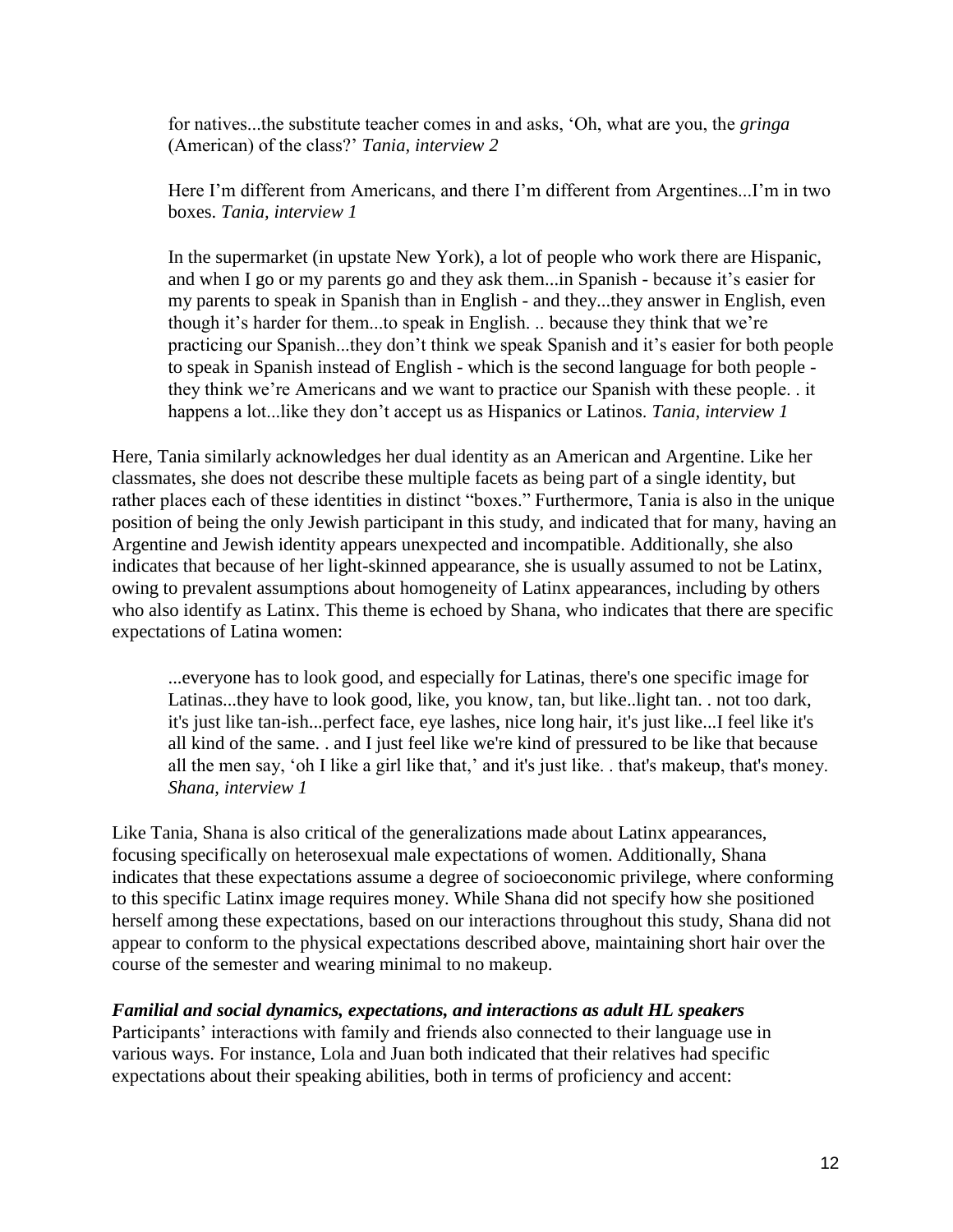> for natives...the substitute teacher comes in and asks, 'Oh, what are you, the *gringa* (American) of the class?' *Tania, interview 2*

> Here I'm different from Americans, and there I'm different from Argentines...I'm in two boxes. *Tania, interview 1*

> In the supermarket (in upstate New York), a lot of people who work there are Hispanic, and when I go or my parents go and they ask them...in Spanish - because it's easier for my parents to speak in Spanish than in English - and they...they answer in English, even though it's harder for them...to speak in English. .. because they think that we're practicing our Spanish...they don't think we speak Spanish and it's easier for both people to speak in Spanish instead of English - which is the second language for both people - they think we're Americans and we want to practice our Spanish with these people. . it happens a lot...like they don't accept us as Hispanics or Latinos. *Tania, interview 1*

Here, Tania similarly acknowledges her dual identity as an American and Argentine. Like her classmates, she does not describe these multiple facets as being part of a single identity, but rather places each of these identities in distinct "boxes." Furthermore, Tania is also in the unique position of being the only Jewish participant in this study, and indicated that for many, having an Argentine and Jewish identity appears unexpected and incompatible. Additionally, she also indicates that because of her light-skinned appearance, she is usually assumed to not be Latinx, owing to prevalent assumptions about homogeneity of Latinx appearances, including by others who also identify as Latinx. This theme is echoed by Shana, who indicates that there are specific expectations of Latina women:

> ...everyone has to look good, and especially for Latinas, there's one specific image for Latinas...they have to look good, like, you know, tan, but like..light tan. . not too dark, it's just like tan-ish...perfect face, eye lashes, nice long hair, it's just like...I feel like it's all kind of the same. . and I just feel like we're kind of pressured to be like that because all the men say, 'oh I like a girl like that,' and it's just like. . that's makeup, that's money. *Shana, interview 1*

Like Tania, Shana is also critical of the generalizations made about Latinx appearances, focusing specifically on heterosexual male expectations of women. Additionally, Shana indicates that these expectations assume a degree of socioeconomic privilege, where conforming to this specific Latinx image requires money. While Shana did not specify how she positioned herself among these expectations, based on our interactions throughout this study, Shana did not appear to conform to the physical expectations described above, maintaining short hair over the course of the semester and wearing minimal to no makeup.

***Familial and social dynamics, expectations, and interactions as adult HL speakers***

Participants' interactions with family and friends also connected to their language use in various ways. For instance, Lola and Juan both indicated that their relatives had specific expectations about their speaking abilities, both in terms of proficiency and accent: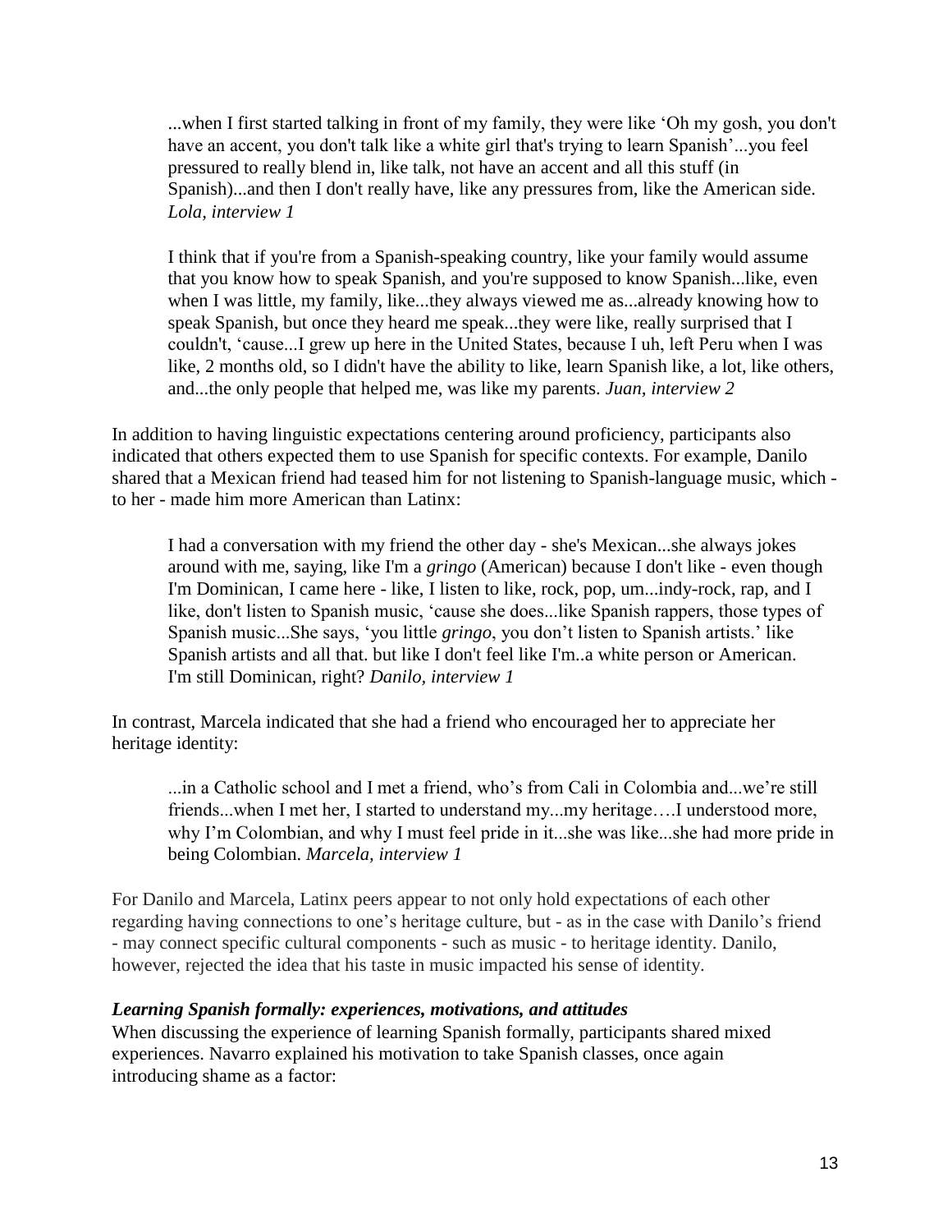> ...when I first started talking in front of my family, they were like 'Oh my gosh, you don't have an accent, you don't talk like a white girl that's trying to learn Spanish'...you feel pressured to really blend in, like talk, not have an accent and all this stuff (in Spanish)...and then I don't really have, like any pressures from, like the American side. *Lola, interview 1*

> I think that if you're from a Spanish-speaking country, like your family would assume that you know how to speak Spanish, and you're supposed to know Spanish...like, even when I was little, my family, like...they always viewed me as...already knowing how to speak Spanish, but once they heard me speak...they were like, really surprised that I couldn't, 'cause...I grew up here in the United States, because I uh, left Peru when I was like, 2 months old, so I didn't have the ability to like, learn Spanish like, a lot, like others, and...the only people that helped me, was like my parents. *Juan, interview 2*

In addition to having linguistic expectations centering around proficiency, participants also indicated that others expected them to use Spanish for specific contexts. For example, Danilo shared that a Mexican friend had teased him for not listening to Spanish-language music, which - to her - made him more American than Latinx:

> I had a conversation with my friend the other day - she's Mexican...she always jokes around with me, saying, like I'm a *gringo* (American) because I don't like - even though I'm Dominican, I came here - like, I listen to like, rock, pop, um...indy-rock, rap, and I like, don't listen to Spanish music, 'cause she does...like Spanish rappers, those types of Spanish music...She says, 'you little *gringo*, you don't listen to Spanish artists.' like Spanish artists and all that. but like I don't feel like I'm..a white person or American. I'm still Dominican, right? *Danilo, interview 1*

In contrast, Marcela indicated that she had a friend who encouraged her to appreciate her heritage identity:

> ...in a Catholic school and I met a friend, who's from Cali in Colombia and...we're still friends...when I met her, I started to understand my...my heritage….I understood more, why I'm Colombian, and why I must feel pride in it...she was like...she had more pride in being Colombian. *Marcela, interview 1*

For Danilo and Marcela, Latinx peers appear to not only hold expectations of each other regarding having connections to one's heritage culture, but - as in the case with Danilo's friend - may connect specific cultural components - such as music - to heritage identity. Danilo, however, rejected the idea that his taste in music impacted his sense of identity.

### *Learning Spanish formally: experiences, motivations, and attitudes*

When discussing the experience of learning Spanish formally, participants shared mixed experiences. Navarro explained his motivation to take Spanish classes, once again introducing shame as a factor: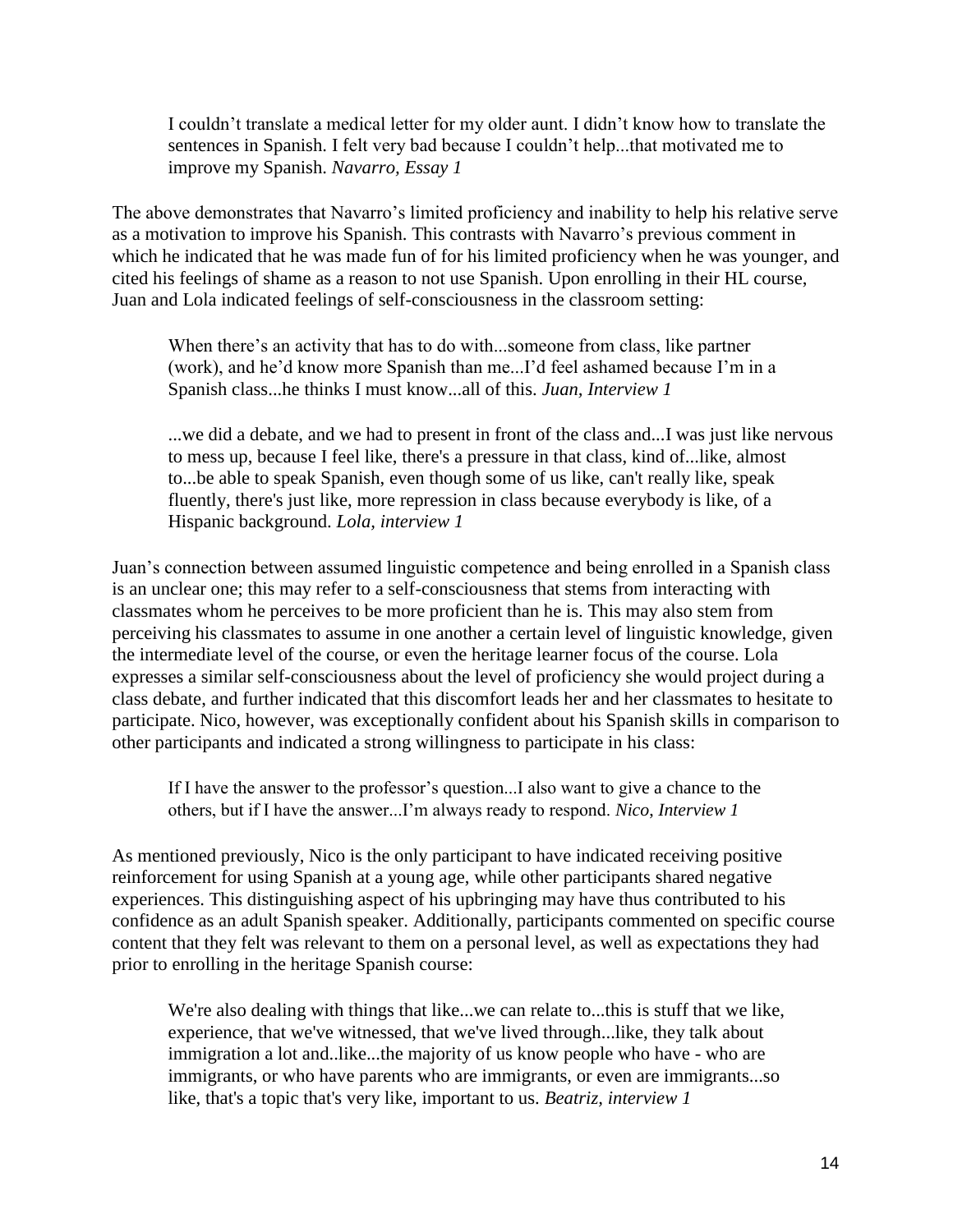> I couldn't translate a medical letter for my older aunt. I didn't know how to translate the sentences in Spanish. I felt very bad because I couldn't help...that motivated me to improve my Spanish. *Navarro, Essay 1*

The above demonstrates that Navarro's limited proficiency and inability to help his relative serve as a motivation to improve his Spanish. This contrasts with Navarro's previous comment in which he indicated that he was made fun of for his limited proficiency when he was younger, and cited his feelings of shame as a reason to not use Spanish. Upon enrolling in their HL course, Juan and Lola indicated feelings of self-consciousness in the classroom setting:

> When there's an activity that has to do with...someone from class, like partner (work), and he'd know more Spanish than me...I'd feel ashamed because I'm in a Spanish class...he thinks I must know...all of this. *Juan, Interview 1*

> ...we did a debate, and we had to present in front of the class and...I was just like nervous to mess up, because I feel like, there's a pressure in that class, kind of...like, almost to...be able to speak Spanish, even though some of us like, can't really like, speak fluently, there's just like, more repression in class because everybody is like, of a Hispanic background. *Lola, interview 1*

Juan's connection between assumed linguistic competence and being enrolled in a Spanish class is an unclear one; this may refer to a self-consciousness that stems from interacting with classmates whom he perceives to be more proficient than he is. This may also stem from perceiving his classmates to assume in one another a certain level of linguistic knowledge, given the intermediate level of the course, or even the heritage learner focus of the course. Lola expresses a similar self-consciousness about the level of proficiency she would project during a class debate, and further indicated that this discomfort leads her and her classmates to hesitate to participate. Nico, however, was exceptionally confident about his Spanish skills in comparison to other participants and indicated a strong willingness to participate in his class:

> If I have the answer to the professor's question...I also want to give a chance to the others, but if I have the answer...I'm always ready to respond. *Nico, Interview 1*

As mentioned previously, Nico is the only participant to have indicated receiving positive reinforcement for using Spanish at a young age, while other participants shared negative experiences. This distinguishing aspect of his upbringing may have thus contributed to his confidence as an adult Spanish speaker. Additionally, participants commented on specific course content that they felt was relevant to them on a personal level, as well as expectations they had prior to enrolling in the heritage Spanish course:

> We're also dealing with things that like...we can relate to...this is stuff that we like, experience, that we've witnessed, that we've lived through...like, they talk about immigration a lot and..like...the majority of us know people who have - who are immigrants, or who have parents who are immigrants, or even are immigrants...so like, that's a topic that's very like, important to us. *Beatriz, interview 1*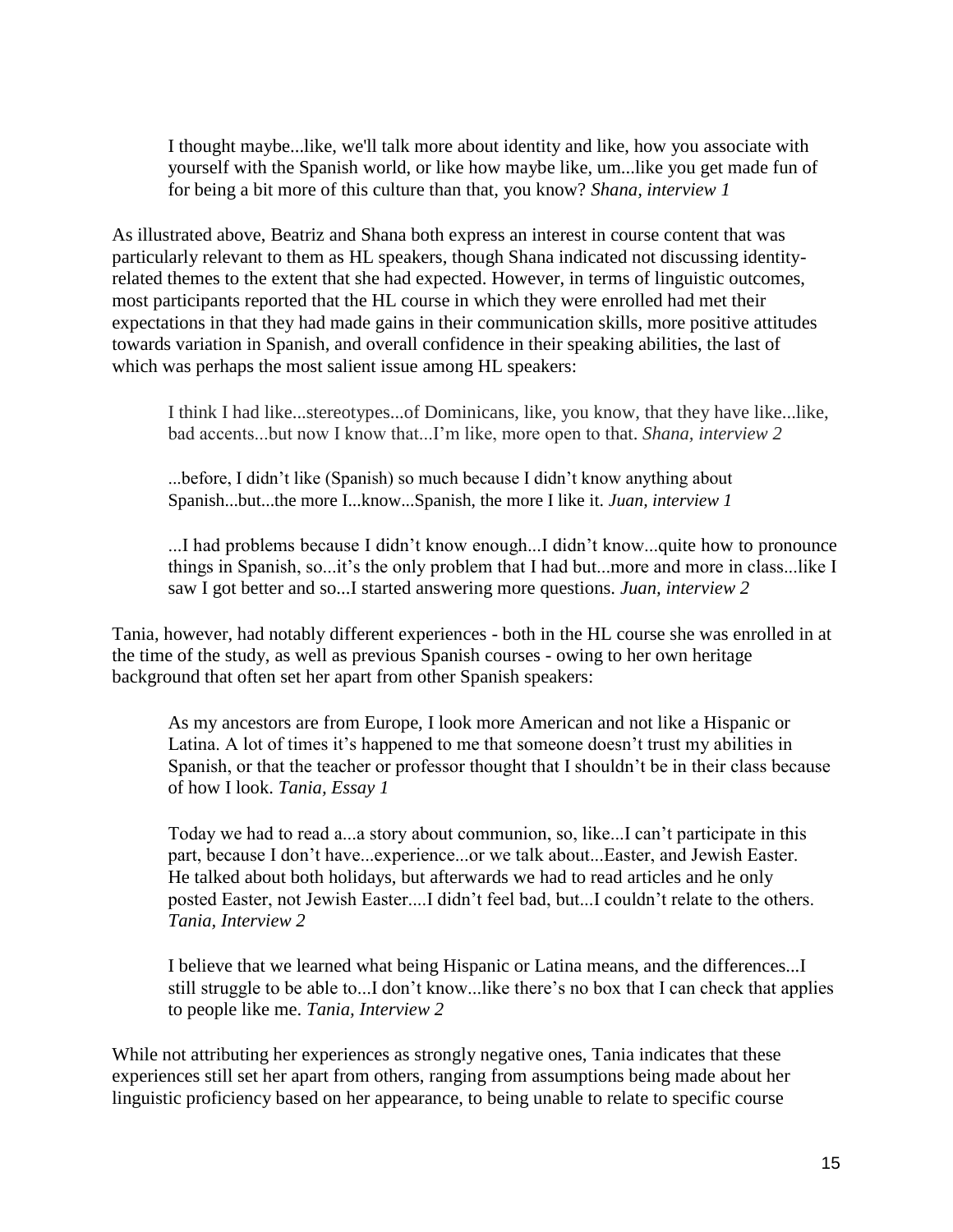> I thought maybe...like, we'll talk more about identity and like, how you associate with yourself with the Spanish world, or like how maybe like, um...like you get made fun of for being a bit more of this culture than that, you know? *Shana, interview 1*

As illustrated above, Beatriz and Shana both express an interest in course content that was particularly relevant to them as HL speakers, though Shana indicated not discussing identity-related themes to the extent that she had expected. However, in terms of linguistic outcomes, most participants reported that the HL course in which they were enrolled had met their expectations in that they had made gains in their communication skills, more positive attitudes towards variation in Spanish, and overall confidence in their speaking abilities, the last of which was perhaps the most salient issue among HL speakers:

> I think I had like...stereotypes...of Dominicans, like, you know, that they have like...like, bad accents...but now I know that...I'm like, more open to that. *Shana, interview 2*

> ...before, I didn't like (Spanish) so much because I didn't know anything about Spanish...but...the more I...know...Spanish, the more I like it. *Juan, interview 1*

> ...I had problems because I didn't know enough...I didn't know...quite how to pronounce things in Spanish, so...it's the only problem that I had but...more and more in class...like I saw I got better and so...I started answering more questions. *Juan, interview 2*

Tania, however, had notably different experiences - both in the HL course she was enrolled in at the time of the study, as well as previous Spanish courses - owing to her own heritage background that often set her apart from other Spanish speakers:

> As my ancestors are from Europe, I look more American and not like a Hispanic or Latina. A lot of times it's happened to me that someone doesn't trust my abilities in Spanish, or that the teacher or professor thought that I shouldn't be in their class because of how I look. *Tania, Essay 1*

> Today we had to read a...a story about communion, so, like...I can't participate in this part, because I don't have...experience...or we talk about...Easter, and Jewish Easter. He talked about both holidays, but afterwards we had to read articles and he only posted Easter, not Jewish Easter....I didn't feel bad, but...I couldn't relate to the others. *Tania, Interview 2*

> I believe that we learned what being Hispanic or Latina means, and the differences...I still struggle to be able to...I don't know...like there's no box that I can check that applies to people like me. *Tania, Interview 2*

While not attributing her experiences as strongly negative ones, Tania indicates that these experiences still set her apart from others, ranging from assumptions being made about her linguistic proficiency based on her appearance, to being unable to relate to specific course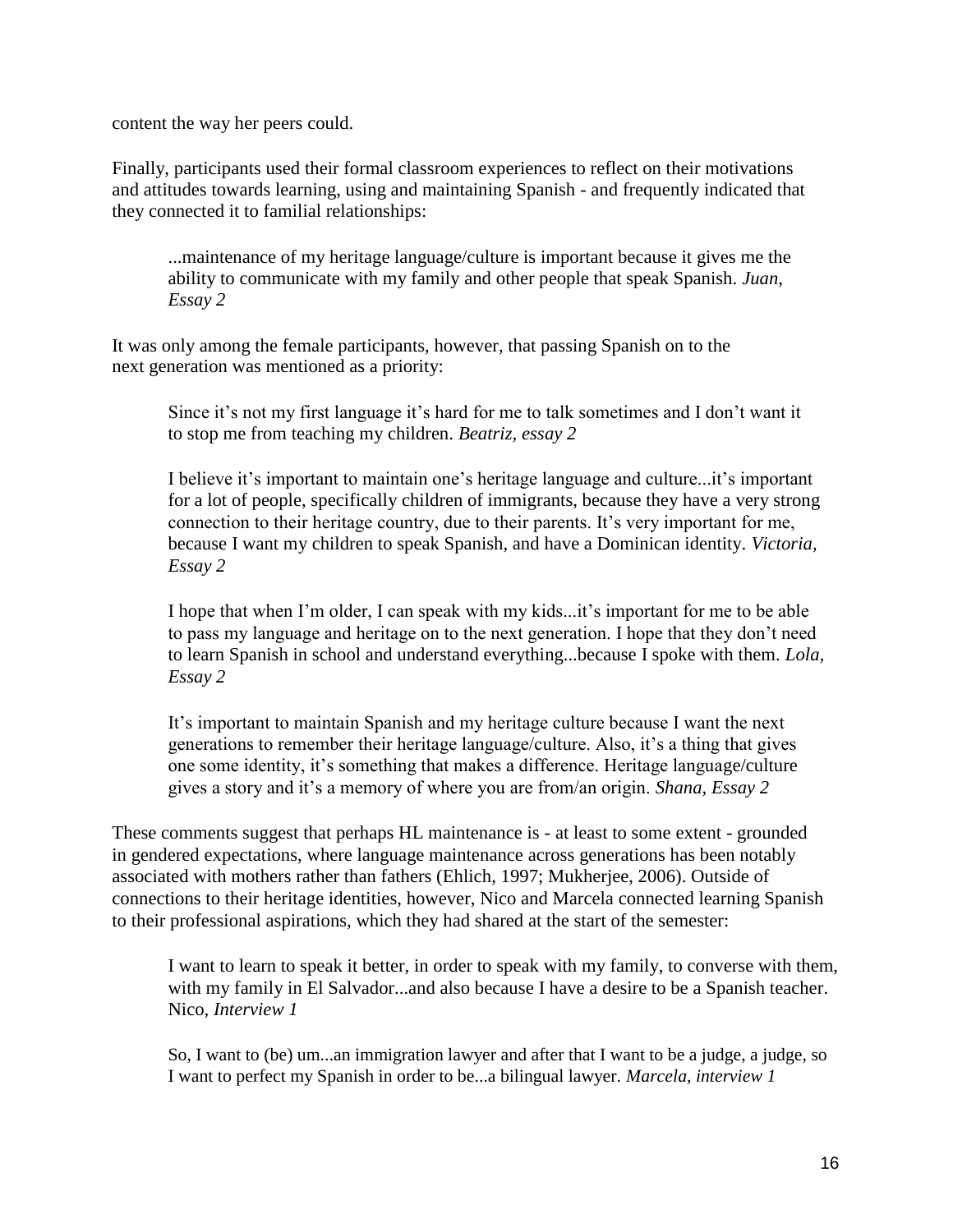content the way her peers could.

Finally, participants used their formal classroom experiences to reflect on their motivations and attitudes towards learning, using and maintaining Spanish - and frequently indicated that they connected it to familial relationships:

> ...maintenance of my heritage language/culture is important because it gives me the ability to communicate with my family and other people that speak Spanish. *Juan, Essay 2*

It was only among the female participants, however, that passing Spanish on to the next generation was mentioned as a priority:

> Since it's not my first language it's hard for me to talk sometimes and I don't want it to stop me from teaching my children. *Beatriz, essay 2*

> I believe it's important to maintain one's heritage language and culture...it's important for a lot of people, specifically children of immigrants, because they have a very strong connection to their heritage country, due to their parents. It's very important for me, because I want my children to speak Spanish, and have a Dominican identity. *Victoria, Essay 2*

> I hope that when I'm older, I can speak with my kids...it's important for me to be able to pass my language and heritage on to the next generation. I hope that they don't need to learn Spanish in school and understand everything...because I spoke with them. *Lola, Essay 2*

> It's important to maintain Spanish and my heritage culture because I want the next generations to remember their heritage language/culture. Also, it's a thing that gives one some identity, it's something that makes a difference. Heritage language/culture gives a story and it's a memory of where you are from/an origin. *Shana, Essay 2*

These comments suggest that perhaps HL maintenance is - at least to some extent - grounded in gendered expectations, where language maintenance across generations has been notably associated with mothers rather than fathers (Ehlich, 1997; Mukherjee, 2006). Outside of connections to their heritage identities, however, Nico and Marcela connected learning Spanish to their professional aspirations, which they had shared at the start of the semester:

> I want to learn to speak it better, in order to speak with my family, to converse with them, with my family in El Salvador...and also because I have a desire to be a Spanish teacher. Nico, *Interview 1*

> So, I want to (be) um...an immigration lawyer and after that I want to be a judge, a judge, so I want to perfect my Spanish in order to be...a bilingual lawyer. *Marcela, interview 1*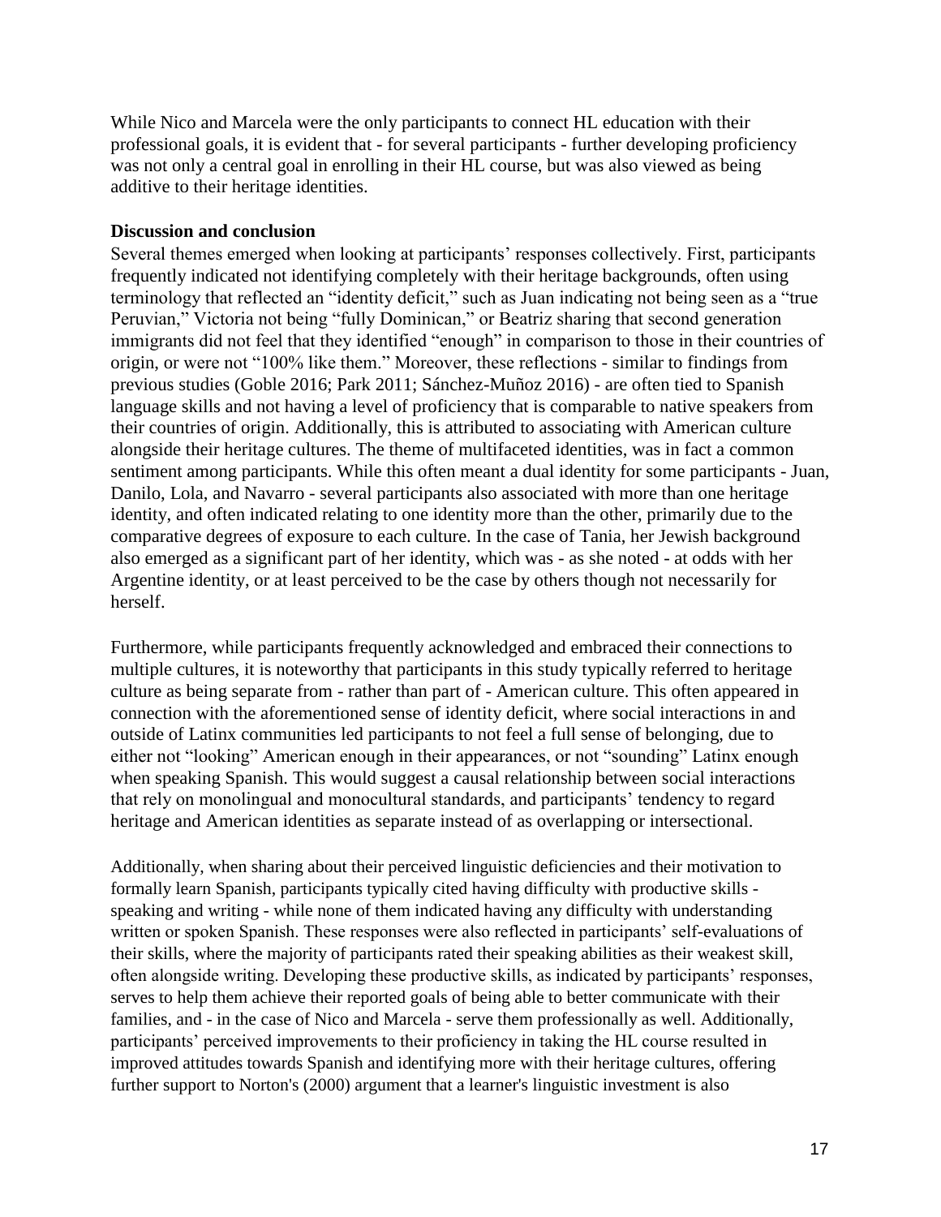While Nico and Marcela were the only participants to connect HL education with their professional goals, it is evident that - for several participants - further developing proficiency was not only a central goal in enrolling in their HL course, but was also viewed as being additive to their heritage identities.

**Discussion and conclusion**

Several themes emerged when looking at participants' responses collectively. First, participants frequently indicated not identifying completely with their heritage backgrounds, often using terminology that reflected an "identity deficit," such as Juan indicating not being seen as a "true Peruvian," Victoria not being "fully Dominican," or Beatriz sharing that second generation immigrants did not feel that they identified "enough" in comparison to those in their countries of origin, or were not "100% like them." Moreover, these reflections - similar to findings from previous studies (Goble 2016; Park 2011; Sánchez-Muñoz 2016) - are often tied to Spanish language skills and not having a level of proficiency that is comparable to native speakers from their countries of origin. Additionally, this is attributed to associating with American culture alongside their heritage cultures. The theme of multifaceted identities, was in fact a common sentiment among participants. While this often meant a dual identity for some participants - Juan, Danilo, Lola, and Navarro - several participants also associated with more than one heritage identity, and often indicated relating to one identity more than the other, primarily due to the comparative degrees of exposure to each culture. In the case of Tania, her Jewish background also emerged as a significant part of her identity, which was - as she noted - at odds with her Argentine identity, or at least perceived to be the case by others though not necessarily for herself.

Furthermore, while participants frequently acknowledged and embraced their connections to multiple cultures, it is noteworthy that participants in this study typically referred to heritage culture as being separate from - rather than part of - American culture. This often appeared in connection with the aforementioned sense of identity deficit, where social interactions in and outside of Latinx communities led participants to not feel a full sense of belonging, due to either not "looking" American enough in their appearances, or not "sounding" Latinx enough when speaking Spanish. This would suggest a causal relationship between social interactions that rely on monolingual and monocultural standards, and participants' tendency to regard heritage and American identities as separate instead of as overlapping or intersectional.

Additionally, when sharing about their perceived linguistic deficiencies and their motivation to formally learn Spanish, participants typically cited having difficulty with productive skills - speaking and writing - while none of them indicated having any difficulty with understanding written or spoken Spanish. These responses were also reflected in participants' self-evaluations of their skills, where the majority of participants rated their speaking abilities as their weakest skill, often alongside writing. Developing these productive skills, as indicated by participants' responses, serves to help them achieve their reported goals of being able to better communicate with their families, and - in the case of Nico and Marcela - serve them professionally as well. Additionally, participants' perceived improvements to their proficiency in taking the HL course resulted in improved attitudes towards Spanish and identifying more with their heritage cultures, offering further support to Norton's (2000) argument that a learner's linguistic investment is also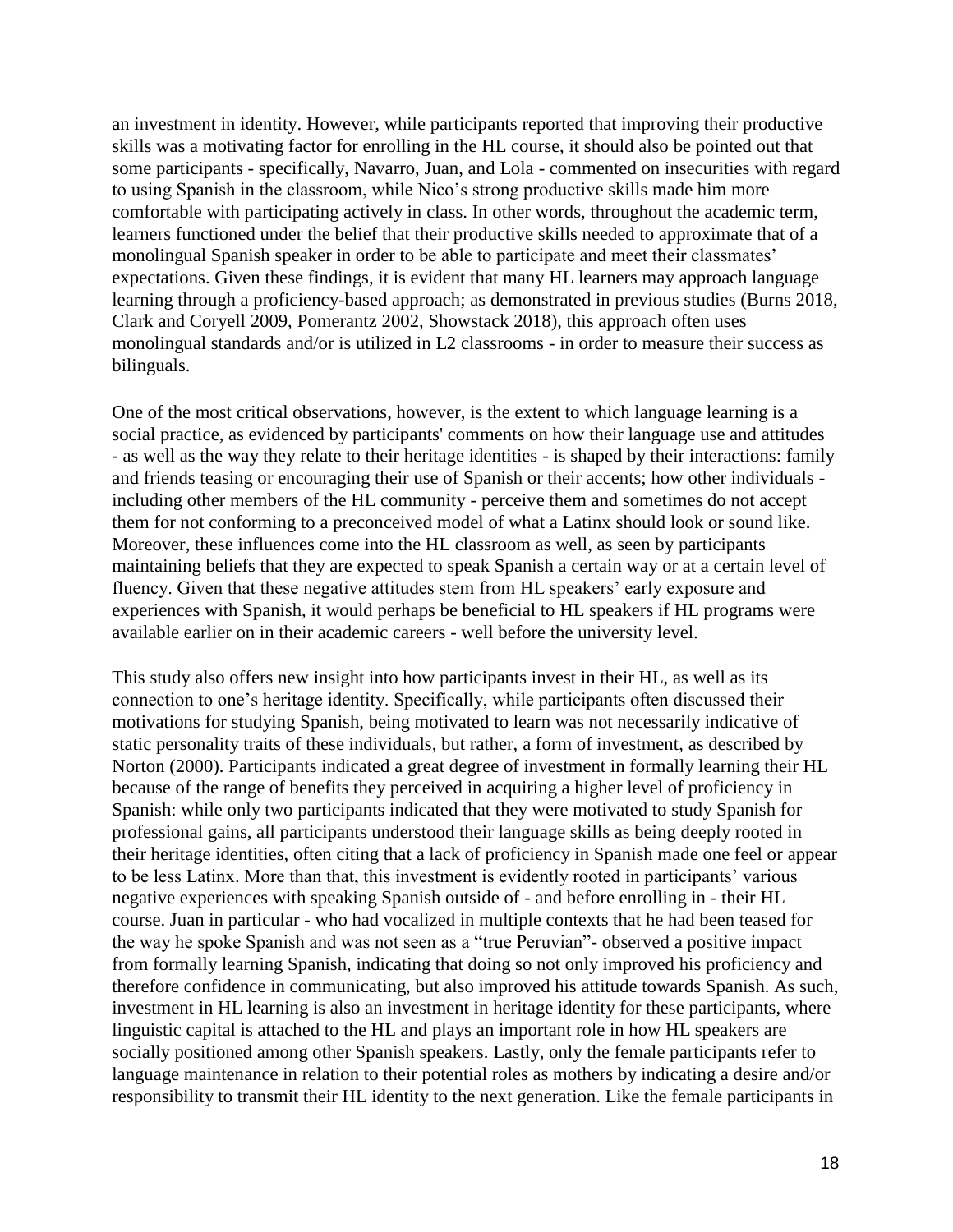an investment in identity. However, while participants reported that improving their productive skills was a motivating factor for enrolling in the HL course, it should also be pointed out that some participants - specifically, Navarro, Juan, and Lola - commented on insecurities with regard to using Spanish in the classroom, while Nico's strong productive skills made him more comfortable with participating actively in class. In other words, throughout the academic term, learners functioned under the belief that their productive skills needed to approximate that of a monolingual Spanish speaker in order to be able to participate and meet their classmates' expectations. Given these findings, it is evident that many HL learners may approach language learning through a proficiency-based approach; as demonstrated in previous studies (Burns 2018, Clark and Coryell 2009, Pomerantz 2002, Showstack 2018), this approach often uses monolingual standards and/or is utilized in L2 classrooms - in order to measure their success as bilinguals.

One of the most critical observations, however, is the extent to which language learning is a social practice, as evidenced by participants' comments on how their language use and attitudes - as well as the way they relate to their heritage identities - is shaped by their interactions: family and friends teasing or encouraging their use of Spanish or their accents; how other individuals - including other members of the HL community - perceive them and sometimes do not accept them for not conforming to a preconceived model of what a Latinx should look or sound like. Moreover, these influences come into the HL classroom as well, as seen by participants maintaining beliefs that they are expected to speak Spanish a certain way or at a certain level of fluency. Given that these negative attitudes stem from HL speakers' early exposure and experiences with Spanish, it would perhaps be beneficial to HL speakers if HL programs were available earlier on in their academic careers - well before the university level.

This study also offers new insight into how participants invest in their HL, as well as its connection to one's heritage identity. Specifically, while participants often discussed their motivations for studying Spanish, being motivated to learn was not necessarily indicative of static personality traits of these individuals, but rather, a form of investment, as described by Norton (2000). Participants indicated a great degree of investment in formally learning their HL because of the range of benefits they perceived in acquiring a higher level of proficiency in Spanish: while only two participants indicated that they were motivated to study Spanish for professional gains, all participants understood their language skills as being deeply rooted in their heritage identities, often citing that a lack of proficiency in Spanish made one feel or appear to be less Latinx. More than that, this investment is evidently rooted in participants' various negative experiences with speaking Spanish outside of - and before enrolling in - their HL course. Juan in particular - who had vocalized in multiple contexts that he had been teased for the way he spoke Spanish and was not seen as a "true Peruvian"- observed a positive impact from formally learning Spanish, indicating that doing so not only improved his proficiency and therefore confidence in communicating, but also improved his attitude towards Spanish. As such, investment in HL learning is also an investment in heritage identity for these participants, where linguistic capital is attached to the HL and plays an important role in how HL speakers are socially positioned among other Spanish speakers. Lastly, only the female participants refer to language maintenance in relation to their potential roles as mothers by indicating a desire and/or responsibility to transmit their HL identity to the next generation. Like the female participants in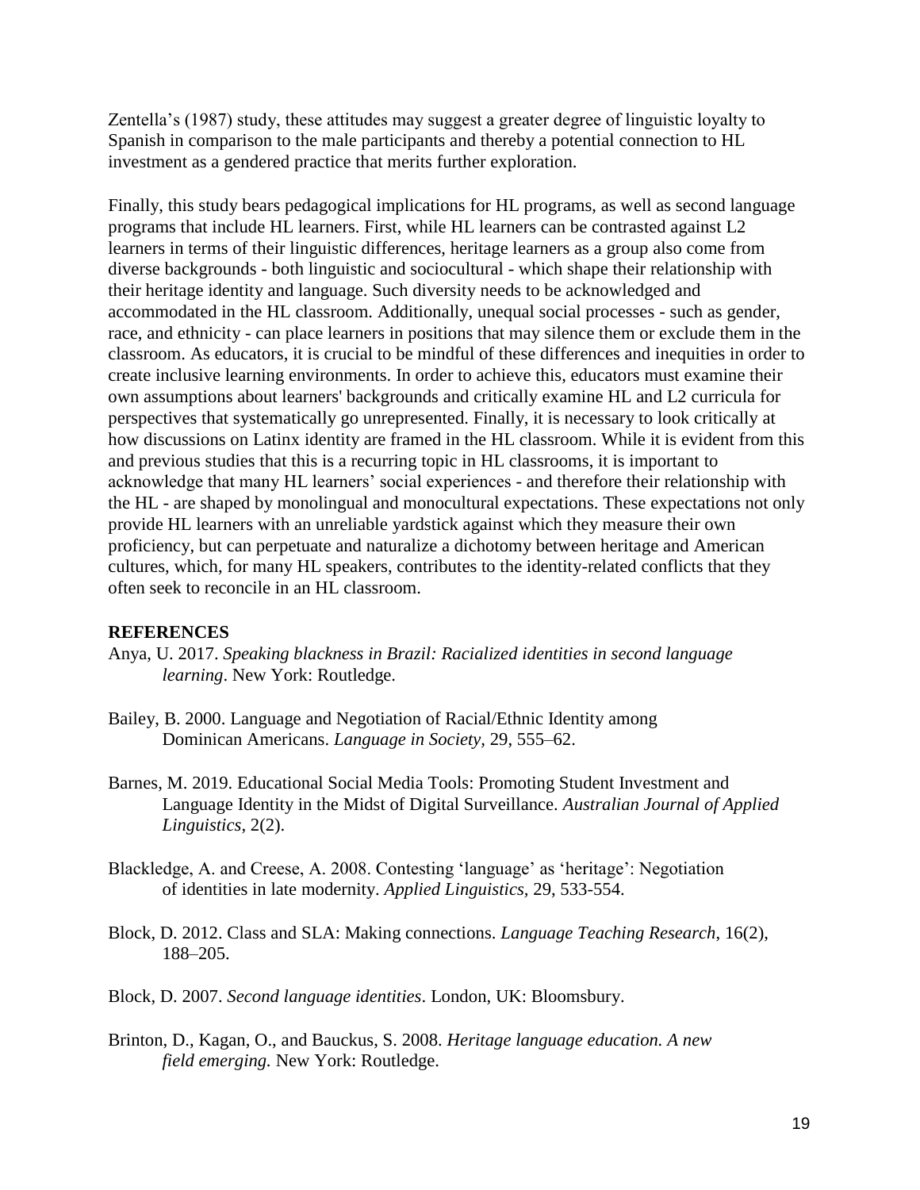Zentella's (1987) study, these attitudes may suggest a greater degree of linguistic loyalty to Spanish in comparison to the male participants and thereby a potential connection to HL investment as a gendered practice that merits further exploration.

Finally, this study bears pedagogical implications for HL programs, as well as second language programs that include HL learners. First, while HL learners can be contrasted against L2 learners in terms of their linguistic differences, heritage learners as a group also come from diverse backgrounds - both linguistic and sociocultural - which shape their relationship with their heritage identity and language. Such diversity needs to be acknowledged and accommodated in the HL classroom. Additionally, unequal social processes - such as gender, race, and ethnicity - can place learners in positions that may silence them or exclude them in the classroom. As educators, it is crucial to be mindful of these differences and inequities in order to create inclusive learning environments. In order to achieve this, educators must examine their own assumptions about learners' backgrounds and critically examine HL and L2 curricula for perspectives that systematically go unrepresented. Finally, it is necessary to look critically at how discussions on Latinx identity are framed in the HL classroom. While it is evident from this and previous studies that this is a recurring topic in HL classrooms, it is important to acknowledge that many HL learners' social experiences - and therefore their relationship with the HL - are shaped by monolingual and monocultural expectations. These expectations not only provide HL learners with an unreliable yardstick against which they measure their own proficiency, but can perpetuate and naturalize a dichotomy between heritage and American cultures, which, for many HL speakers, contributes to the identity-related conflicts that they often seek to reconcile in an HL classroom.

**REFERENCES**

Anya, U. 2017. *Speaking blackness in Brazil: Racialized identities in second language learning*. New York: Routledge.

Bailey, B. 2000. Language and Negotiation of Racial/Ethnic Identity among Dominican Americans. *Language in Society,* 29, 555–62.

Barnes, M. 2019. Educational Social Media Tools: Promoting Student Investment and Language Identity in the Midst of Digital Surveillance. *Australian Journal of Applied Linguistics,* 2(2).

Blackledge, A. and Creese, A. 2008. Contesting 'language' as 'heritage': Negotiation of identities in late modernity. *Applied Linguistics,* 29, 533-554.

Block, D. 2012. Class and SLA: Making connections. *Language Teaching Research*, 16(2), 188–205.

Block, D. 2007. *Second language identities*. London, UK: Bloomsbury.

Brinton, D., Kagan, O., and Bauckus, S. 2008. *Heritage language education. A new field emerging.* New York: Routledge.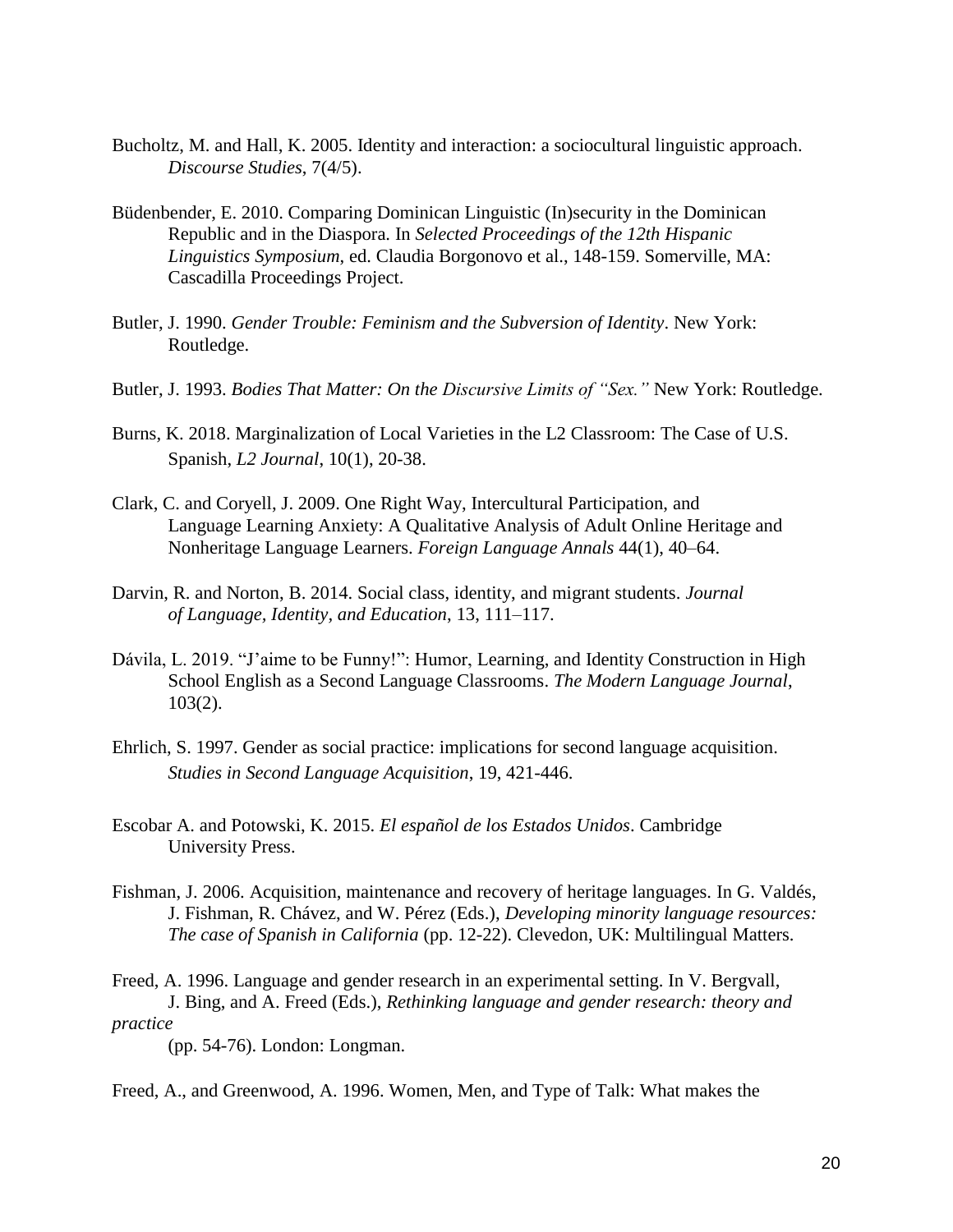Bucholtz, M. and Hall, K. 2005. Identity and interaction: a sociocultural linguistic approach. *Discourse Studies*, 7(4/5).

Büdenbender, E. 2010. Comparing Dominican Linguistic (In)security in the Dominican Republic and in the Diaspora. In *Selected Proceedings of the 12th Hispanic Linguistics Symposium*, ed. Claudia Borgonovo et al., 148-159. Somerville, MA: Cascadilla Proceedings Project.

Butler, J. 1990. *Gender Trouble: Feminism and the Subversion of Identity*. New York: Routledge.

Butler, J. 1993. *Bodies That Matter: On the Discursive Limits of "Sex."* New York: Routledge.

Burns, K. 2018. Marginalization of Local Varieties in the L2 Classroom: The Case of U.S. Spanish, *L2 Journal*, 10(1), 20-38.

Clark, C. and Coryell, J. 2009. One Right Way, Intercultural Participation, and Language Learning Anxiety: A Qualitative Analysis of Adult Online Heritage and Nonheritage Language Learners. *Foreign Language Annals* 44(1), 40–64.

Darvin, R. and Norton, B. 2014. Social class, identity, and migrant students. *Journal of Language, Identity, and Education*, 13, 111–117.

Dávila, L. 2019. "J'aime to be Funny!": Humor, Learning, and Identity Construction in High School English as a Second Language Classrooms. *The Modern Language Journal*, 103(2).

Ehrlich, S. 1997. Gender as social practice: implications for second language acquisition. *Studies in Second Language Acquisition*, 19, 421-446.

Escobar A. and Potowski, K. 2015. *El español de los Estados Unidos*. Cambridge University Press.

Fishman, J. 2006. Acquisition, maintenance and recovery of heritage languages. In G. Valdés, J. Fishman, R. Chávez, and W. Pérez (Eds.), *Developing minority language resources: The case of Spanish in California* (pp. 12-22). Clevedon, UK: Multilingual Matters.

Freed, A. 1996. Language and gender research in an experimental setting. In V. Bergvall, J. Bing, and A. Freed (Eds.), *Rethinking language and gender research: theory and practice* (pp. 54-76). London: Longman.

Freed, A., and Greenwood, A. 1996. Women, Men, and Type of Talk: What makes the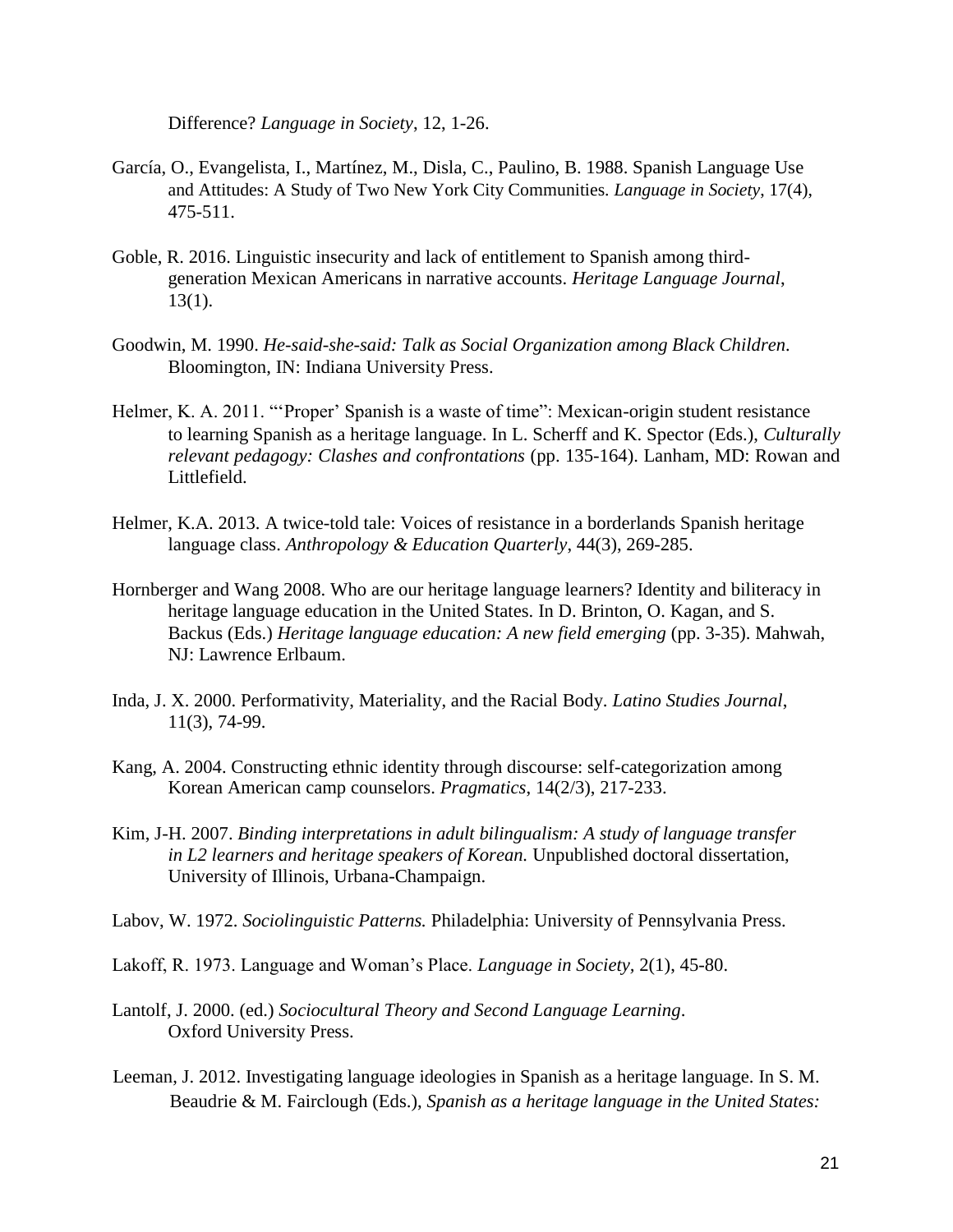Difference? *Language in Society*, 12, 1-26.

García, O., Evangelista, I., Martínez, M., Disla, C., Paulino, B. 1988. Spanish Language Use and Attitudes: A Study of Two New York City Communities. *Language in Society*, 17(4), 475-511.

Goble, R. 2016. Linguistic insecurity and lack of entitlement to Spanish among third-generation Mexican Americans in narrative accounts. *Heritage Language Journal*, 13(1).

Goodwin, M. 1990. *He-said-she-said: Talk as Social Organization among Black Children*. Bloomington, IN: Indiana University Press.

Helmer, K. A. 2011. "'Proper' Spanish is a waste of time": Mexican-origin student resistance to learning Spanish as a heritage language. In L. Scherff and K. Spector (Eds.), *Culturally relevant pedagogy: Clashes and confrontations* (pp. 135-164). Lanham, MD: Rowan and Littlefield.

Helmer, K.A. 2013. A twice-told tale: Voices of resistance in a borderlands Spanish heritage language class. *Anthropology & Education Quarterly*, 44(3), 269-285.

Hornberger and Wang 2008. Who are our heritage language learners? Identity and biliteracy in heritage language education in the United States. In D. Brinton, O. Kagan, and S. Backus (Eds.) *Heritage language education: A new field emerging* (pp. 3-35). Mahwah, NJ: Lawrence Erlbaum.

Inda, J. X. 2000. Performativity, Materiality, and the Racial Body. *Latino Studies Journal*, 11(3), 74-99.

Kang, A. 2004. Constructing ethnic identity through discourse: self-categorization among Korean American camp counselors. *Pragmatics*, 14(2/3), 217-233.

Kim, J-H. 2007. *Binding interpretations in adult bilingualism: A study of language transfer in L2 learners and heritage speakers of Korean*. Unpublished doctoral dissertation, University of Illinois, Urbana-Champaign.

Labov, W. 1972. *Sociolinguistic Patterns.* Philadelphia: University of Pennsylvania Press.

Lakoff, R. 1973. Language and Woman's Place. *Language in Society*, 2(1), 45-80.

Lantolf, J. 2000. (ed.) *Sociocultural Theory and Second Language Learning*. Oxford University Press.

Leeman, J. 2012. Investigating language ideologies in Spanish as a heritage language. In S. M. Beaudrie & M. Fairclough (Eds.), *Spanish as a heritage language in the United States:*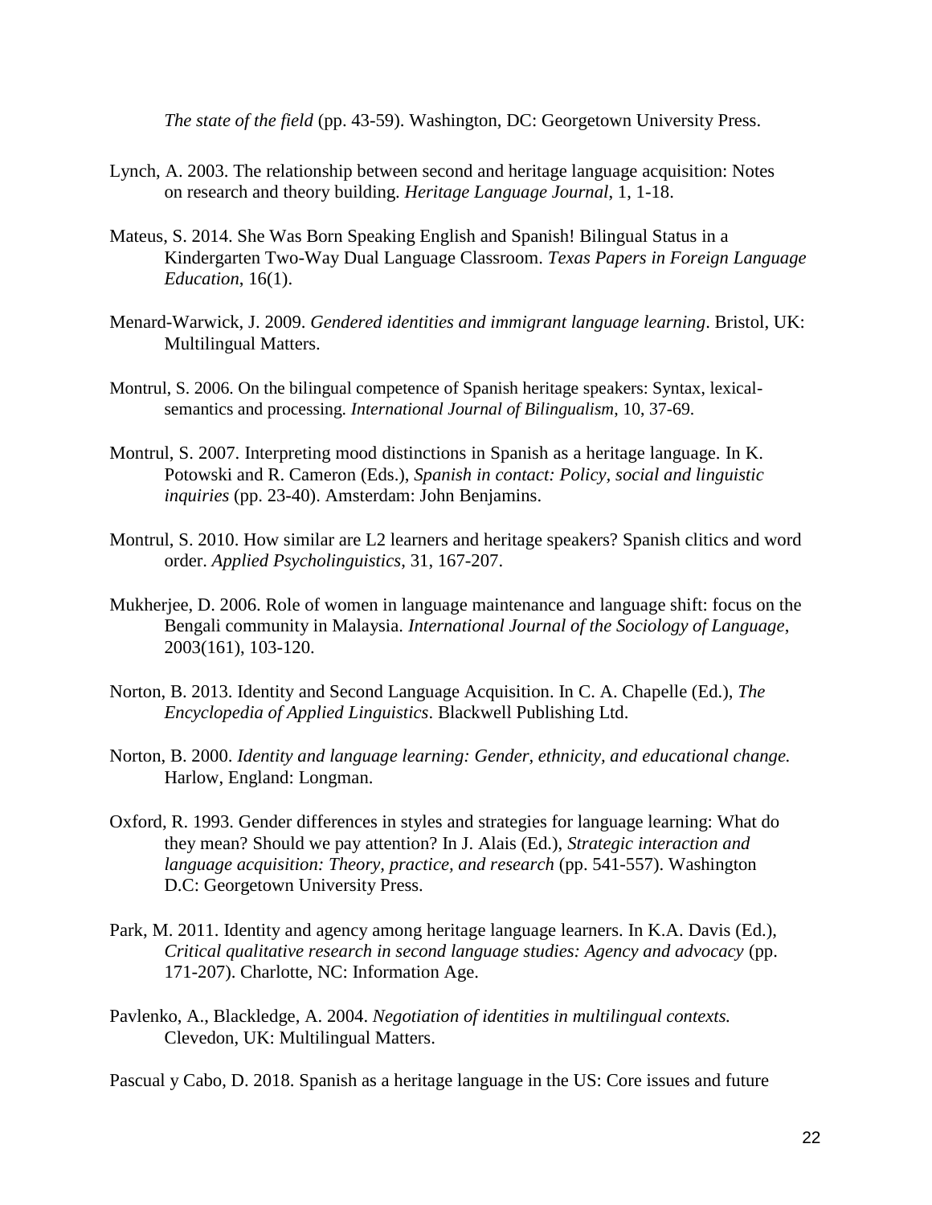*The state of the field* (pp. 43-59). Washington, DC: Georgetown University Press.

Lynch, A. 2003. The relationship between second and heritage language acquisition: Notes on research and theory building. *Heritage Language Journal*, 1, 1-18.

Mateus, S. 2014. She Was Born Speaking English and Spanish! Bilingual Status in a Kindergarten Two-Way Dual Language Classroom. *Texas Papers in Foreign Language Education*, 16(1).

Menard-Warwick, J. 2009. *Gendered identities and immigrant language learning*. Bristol, UK: Multilingual Matters.

Montrul, S. 2006. On the bilingual competence of Spanish heritage speakers: Syntax, lexical-semantics and processing. *International Journal of Bilingualism*, 10, 37-69.

Montrul, S. 2007. Interpreting mood distinctions in Spanish as a heritage language. In K. Potowski and R. Cameron (Eds.), *Spanish in contact: Policy, social and linguistic inquiries* (pp. 23-40). Amsterdam: John Benjamins.

Montrul, S. 2010. How similar are L2 learners and heritage speakers? Spanish clitics and word order. *Applied Psycholinguistics*, 31, 167-207.

Mukherjee, D. 2006. Role of women in language maintenance and language shift: focus on the Bengali community in Malaysia. *International Journal of the Sociology of Language*, 2003(161), 103-120.

Norton, B. 2013. Identity and Second Language Acquisition. In C. A. Chapelle (Ed.), *The Encyclopedia of Applied Linguistics*. Blackwell Publishing Ltd.

Norton, B. 2000. *Identity and language learning: Gender, ethnicity, and educational change.* Harlow, England: Longman.

Oxford, R. 1993. Gender differences in styles and strategies for language learning: What do they mean? Should we pay attention? In J. Alais (Ed.), *Strategic interaction and language acquisition: Theory, practice, and research* (pp. 541-557). Washington D.C: Georgetown University Press.

Park, M. 2011. Identity and agency among heritage language learners. In K.A. Davis (Ed.), *Critical qualitative research in second language studies: Agency and advocacy* (pp. 171-207). Charlotte, NC: Information Age.

Pavlenko, A., Blackledge, A. 2004. *Negotiation of identities in multilingual contexts.* Clevedon, UK: Multilingual Matters.

Pascual y Cabo, D. 2018. Spanish as a heritage language in the US: Core issues and future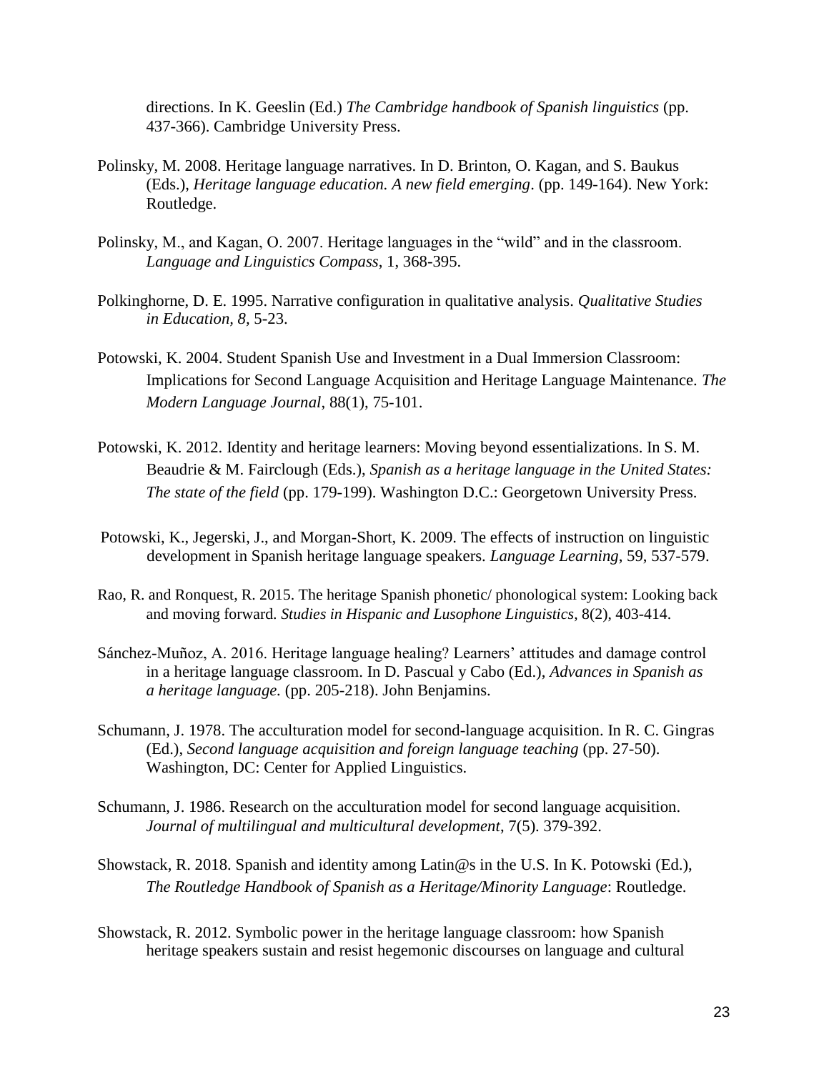directions. In K. Geeslin (Ed.) *The Cambridge handbook of Spanish linguistics* (pp. 437-366). Cambridge University Press.

Polinsky, M. 2008. Heritage language narratives. In D. Brinton, O. Kagan, and S. Baukus (Eds.), *Heritage language education. A new field emerging*. (pp. 149-164). New York: Routledge.

Polinsky, M., and Kagan, O. 2007. Heritage languages in the "wild" and in the classroom. *Language and Linguistics Compass*, 1, 368-395.

Polkinghorne, D. E. 1995. Narrative configuration in qualitative analysis. *Qualitative Studies in Education, 8*, 5-23.

Potowski, K. 2004. Student Spanish Use and Investment in a Dual Immersion Classroom: Implications for Second Language Acquisition and Heritage Language Maintenance. *The Modern Language Journal*, 88(1), 75-101.

Potowski, K. 2012. Identity and heritage learners: Moving beyond essentializations. In S. M. Beaudrie & M. Fairclough (Eds.), *Spanish as a heritage language in the United States: The state of the field* (pp. 179-199). Washington D.C.: Georgetown University Press.

Potowski, K., Jegerski, J., and Morgan-Short, K. 2009. The effects of instruction on linguistic development in Spanish heritage language speakers. *Language Learning*, 59, 537-579.

Rao, R. and Ronquest, R. 2015. The heritage Spanish phonetic/ phonological system: Looking back and moving forward. *Studies in Hispanic and Lusophone Linguistics*, 8(2), 403-414.

Sánchez-Muñoz, A. 2016. Heritage language healing? Learners' attitudes and damage control in a heritage language classroom. In D. Pascual y Cabo (Ed.), *Advances in Spanish as a heritage language.* (pp. 205-218). John Benjamins.

Schumann, J. 1978. The acculturation model for second-language acquisition. In R. C. Gingras (Ed.), *Second language acquisition and foreign language teaching* (pp. 27-50). Washington, DC: Center for Applied Linguistics.

Schumann, J. 1986. Research on the acculturation model for second language acquisition. *Journal of multilingual and multicultural development*, 7(5). 379-392.

Showstack, R. 2018. Spanish and identity among Latin@s in the U.S. In K. Potowski (Ed.), *The Routledge Handbook of Spanish as a Heritage/Minority Language*: Routledge.

Showstack, R. 2012. Symbolic power in the heritage language classroom: how Spanish heritage speakers sustain and resist hegemonic discourses on language and cultural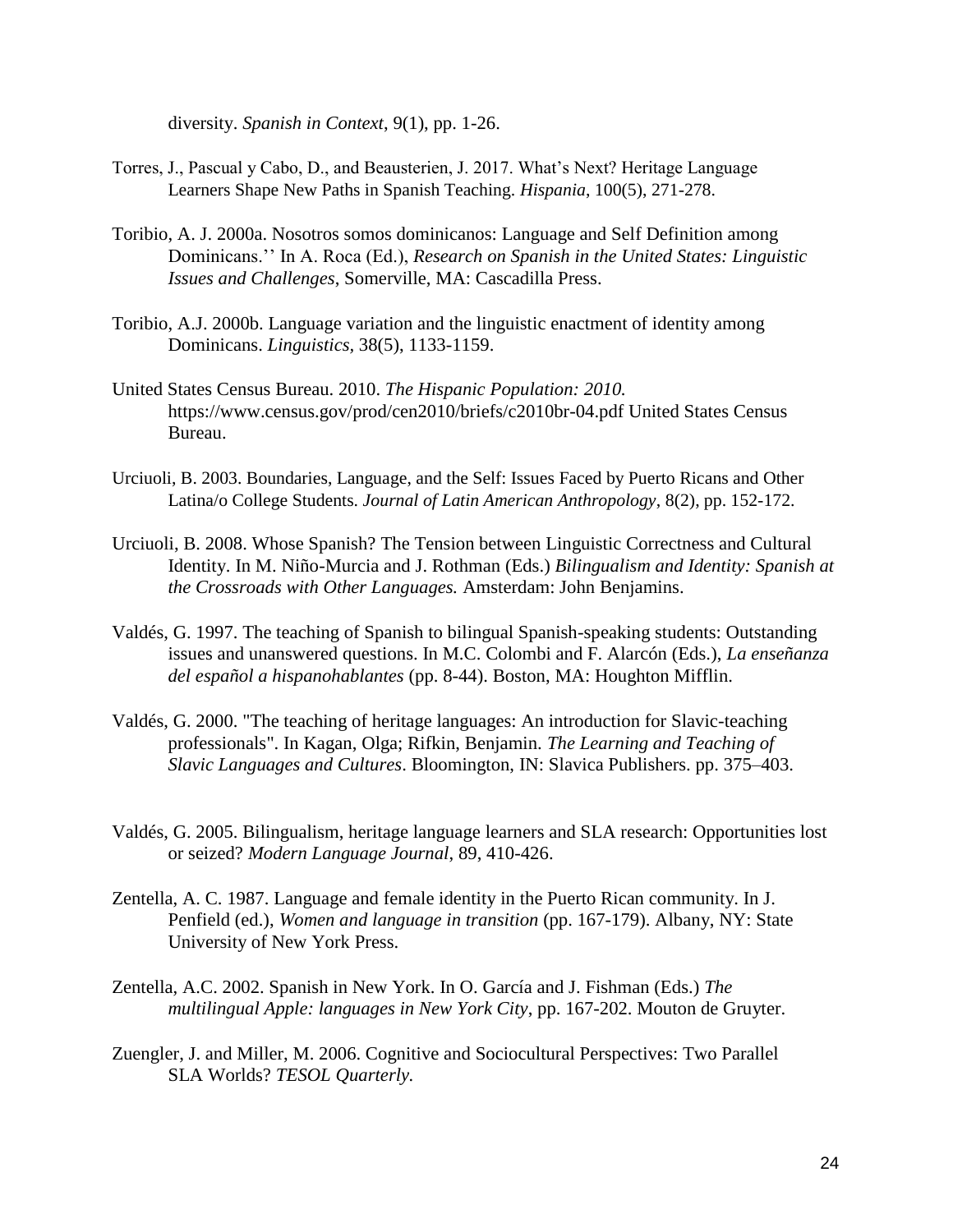diversity. *Spanish in Context*, 9(1), pp. 1-26.

Torres, J., Pascual y Cabo, D., and Beausterien, J. 2017. What's Next? Heritage Language Learners Shape New Paths in Spanish Teaching. *Hispania*, 100(5), 271-278.

Toribio, A. J. 2000a. Nosotros somos dominicanos: Language and Self Definition among Dominicans.'' In A. Roca (Ed.), *Research on Spanish in the United States: Linguistic Issues and Challenges*, Somerville, MA: Cascadilla Press.

Toribio, A.J. 2000b. Language variation and the linguistic enactment of identity among Dominicans. *Linguistics*, 38(5), 1133-1159.

United States Census Bureau. 2010. *The Hispanic Population: 2010.* https://www.census.gov/prod/cen2010/briefs/c2010br-04.pdf United States Census Bureau.

Urciuoli, B. 2003. Boundaries, Language, and the Self: Issues Faced by Puerto Ricans and Other Latina/o College Students. *Journal of Latin American Anthropology*, 8(2), pp. 152-172.

Urciuoli, B. 2008. Whose Spanish? The Tension between Linguistic Correctness and Cultural Identity. In M. Niño-Murcia and J. Rothman (Eds.) *Bilingualism and Identity: Spanish at the Crossroads with Other Languages.* Amsterdam: John Benjamins.

Valdés, G. 1997. The teaching of Spanish to bilingual Spanish-speaking students: Outstanding issues and unanswered questions. In M.C. Colombi and F. Alarcón (Eds.), *La enseñanza del español a hispanohablantes* (pp. 8-44). Boston, MA: Houghton Mifflin.

Valdés, G. 2000. "The teaching of heritage languages: An introduction for Slavic-teaching professionals". In Kagan, Olga; Rifkin, Benjamin. *The Learning and Teaching of Slavic Languages and Cultures*. Bloomington, IN: Slavica Publishers. pp. 375–403.

Valdés, G. 2005. Bilingualism, heritage language learners and SLA research: Opportunities lost or seized? *Modern Language Journal*, 89, 410-426.

Zentella, A. C. 1987. Language and female identity in the Puerto Rican community. In J. Penfield (ed.), *Women and language in transition* (pp. 167-179). Albany, NY: State University of New York Press.

Zentella, A.C. 2002. Spanish in New York. In O. García and J. Fishman (Eds.) *The multilingual Apple: languages in New York City*, pp. 167-202. Mouton de Gruyter.

Zuengler, J. and Miller, M. 2006. Cognitive and Sociocultural Perspectives: Two Parallel SLA Worlds? *TESOL Quarterly*.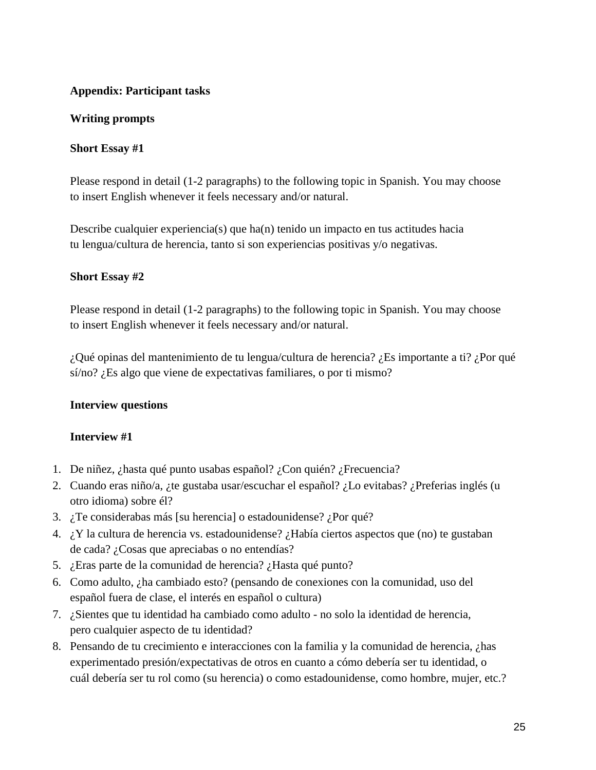## Appendix: Participant tasks

### Writing prompts

#### Short Essay #1

Please respond in detail (1-2 paragraphs) to the following topic in Spanish. You may choose to insert English whenever it feels necessary and/or natural.

Describe cualquier experiencia(s) que ha(n) tenido un impacto en tus actitudes hacia tu lengua/cultura de herencia, tanto si son experiencias positivas y/o negativas.

#### Short Essay #2

Please respond in detail (1-2 paragraphs) to the following topic in Spanish. You may choose to insert English whenever it feels necessary and/or natural.

¿Qué opinas del mantenimiento de tu lengua/cultura de herencia? ¿Es importante a ti? ¿Por qué sí/no? ¿Es algo que viene de expectativas familiares, o por ti mismo?

### Interview questions

#### Interview #1

1. De niñez, ¿hasta qué punto usabas español? ¿Con quién? ¿Frecuencia?
2. Cuando eras niño/a, ¿te gustaba usar/escuchar el español? ¿Lo evitabas? ¿Preferias inglés (u otro idioma) sobre él?
3. ¿Te considerabas más [su herencia] o estadounidense? ¿Por qué?
4. ¿Y la cultura de herencia vs. estadounidense? ¿Había ciertos aspectos que (no) te gustaban de cada? ¿Cosas que apreciabas o no entendías?
5. ¿Eras parte de la comunidad de herencia? ¿Hasta qué punto?
6. Como adulto, ¿ha cambiado esto? (pensando de conexiones con la comunidad, uso del español fuera de clase, el interés en español o cultura)
7. ¿Sientes que tu identidad ha cambiado como adulto - no solo la identidad de herencia, pero cualquier aspecto de tu identidad?
8. Pensando de tu crecimiento e interacciones con la familia y la comunidad de herencia, ¿has experimentado presión/expectativas de otros en cuanto a cómo debería ser tu identidad, o cuál debería ser tu rol como (su herencia) o como estadounidense, como hombre, mujer, etc.?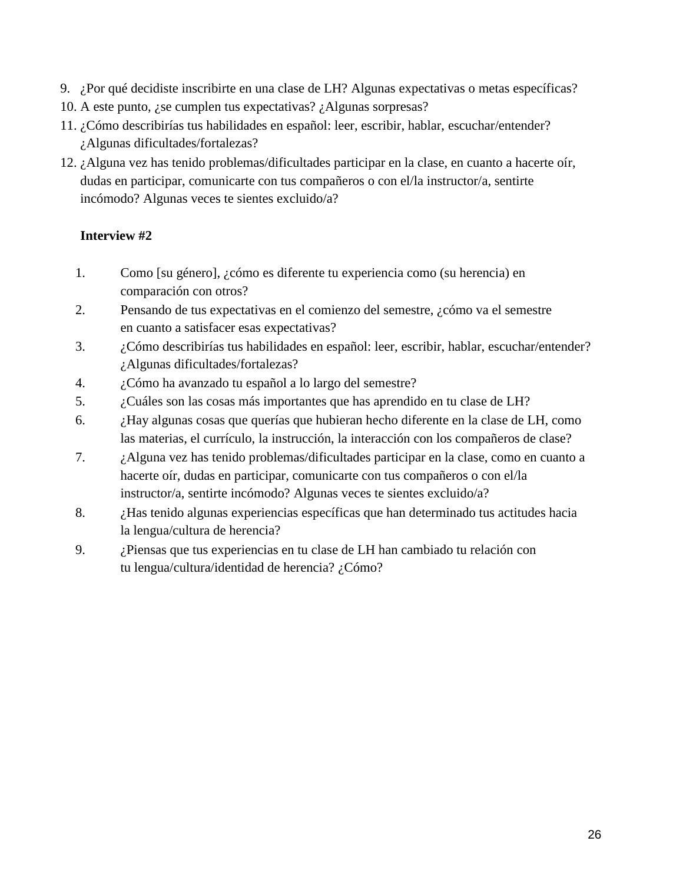9. ¿Por qué decidiste inscribirte en una clase de LH? Algunas expectativas o metas específicas?
10. A este punto, ¿se cumplen tus expectativas? ¿Algunas sorpresas?
11. ¿Cómo describirías tus habilidades en español: leer, escribir, hablar, escuchar/entender? ¿Algunas dificultades/fortalezas?
12. ¿Alguna vez has tenido problemas/dificultades participar en la clase, en cuanto a hacerte oír, dudas en participar, comunicarte con tus compañeros o con el/la instructor/a, sentirte incómodo? Algunas veces te sientes excluido/a?

**Interview #2**

1. Como [su género], ¿cómo es diferente tu experiencia como (su herencia) en comparación con otros?
2. Pensando de tus expectativas en el comienzo del semestre, ¿cómo va el semestre en cuanto a satisfacer esas expectativas?
3. ¿Cómo describirías tus habilidades en español: leer, escribir, hablar, escuchar/entender? ¿Algunas dificultades/fortalezas?
4. ¿Cómo ha avanzado tu español a lo largo del semestre?
5. ¿Cuáles son las cosas más importantes que has aprendido en tu clase de LH?
6. ¿Hay algunas cosas que querías que hubieran hecho diferente en la clase de LH, como las materias, el currículo, la instrucción, la interacción con los compañeros de clase?
7. ¿Alguna vez has tenido problemas/dificultades participar en la clase, como en cuanto a hacerte oír, dudas en participar, comunicarte con tus compañeros o con el/la instructor/a, sentirte incómodo? Algunas veces te sientes excluido/a?
8. ¿Has tenido algunas experiencias específicas que han determinado tus actitudes hacia la lengua/cultura de herencia?
9. ¿Piensas que tus experiencias en tu clase de LH han cambiado tu relación con tu lengua/cultura/identidad de herencia? ¿Cómo?